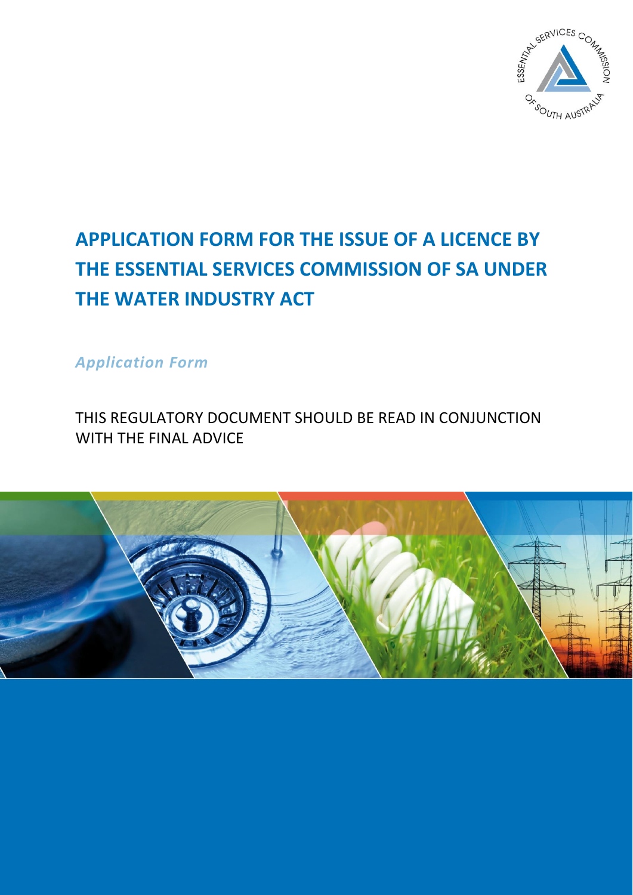# APPLICATION FORM FOR THE ISSUE OF A LICENCE BY THE ESSENTIAL SERVICES COMMISSION OF SA UNDER THE WATER INDUSTRY ACT

*Application Form*

THIS REGULATORY DOCUMENT SHOULD BE READ IN CONJUNCTION WITH THE FINAL ADVICE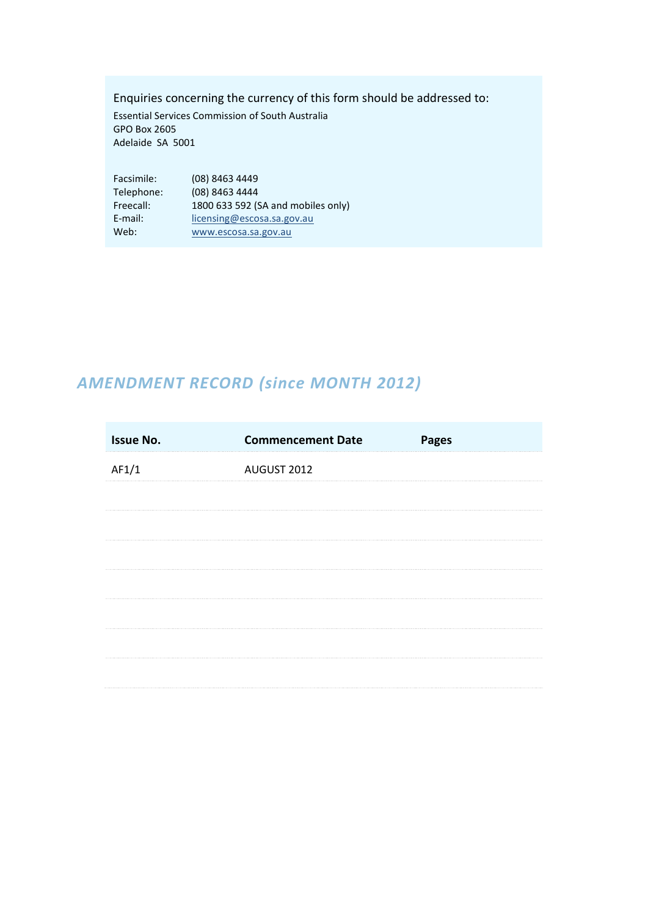Enquiries concerning the currency of this form should be addressed to:

Essential Services Commission of South Australia
GPO Box 2605
Adelaide SA 5001

| | |
|---|---|
| Facsimile: | (08) 8463 4449 |
| Telephone: | (08) 8463 4444 |
| Freecall: | 1800 633 592 (SA and mobiles only) |
| E-mail: | licensing@escosa.sa.gov.au |
| Web: | www.escosa.sa.gov.au |

## *AMENDMENT RECORD (since MONTH 2012)*

| Issue No. | Commencement Date | Pages |
|---|---|---|
| AF1/1 | AUGUST 2012 | |
| | | |
| | | |
| | | |
| | | |
| | | |
| | | |
| | | |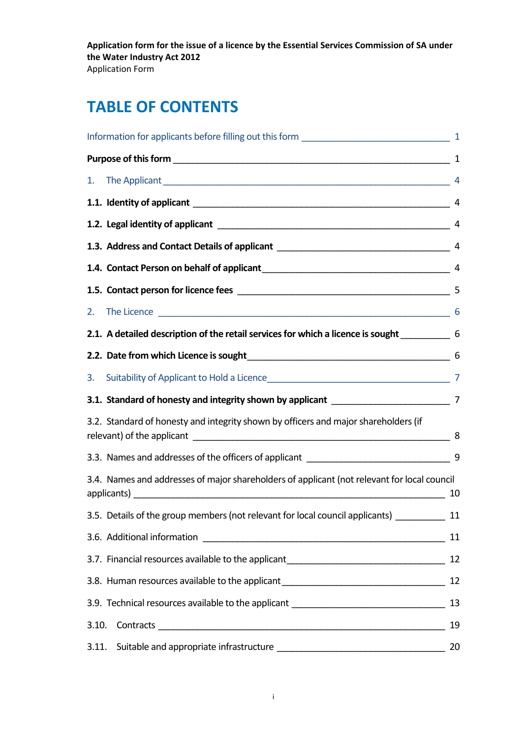**Application form for the issue of a licence by the Essential Services Commission of SA under the Water Industry Act 2012**
Application Form

# TABLE OF CONTENTS

Information for applicants before filling out this form ______ 1

**Purpose of this form** ______ 1

1. The Applicant ______ 4

**1.1. Identity of applicant** ______ 4

**1.2. Legal identity of applicant** ______ 4

**1.3. Address and Contact Details of applicant** ______ 4

**1.4. Contact Person on behalf of applicant** ______ 4

**1.5. Contact person for licence fees** ______ 5

2. The Licence ______ 6

**2.1. A detailed description of the retail services for which a licence is sought** ______ 6

**2.2. Date from which Licence is sought** ______ 6

3. Suitability of Applicant to Hold a Licence ______ 7

**3.1. Standard of honesty and integrity shown by applicant** ______ 7

3.2. Standard of honesty and integrity shown by officers and major shareholders (if relevant) of the applicant ______ 8

3.3. Names and addresses of the officers of applicant ______ 9

3.4. Names and addresses of major shareholders of applicant (not relevant for local council applicants) ______ 10

3.5. Details of the group members (not relevant for local council applicants) ______ 11

3.6. Additional information ______ 11

3.7. Financial resources available to the applicant ______ 12

3.8. Human resources available to the applicant ______ 12

3.9. Technical resources available to the applicant ______ 13

3.10. Contracts ______ 19

3.11. Suitable and appropriate infrastructure ______ 20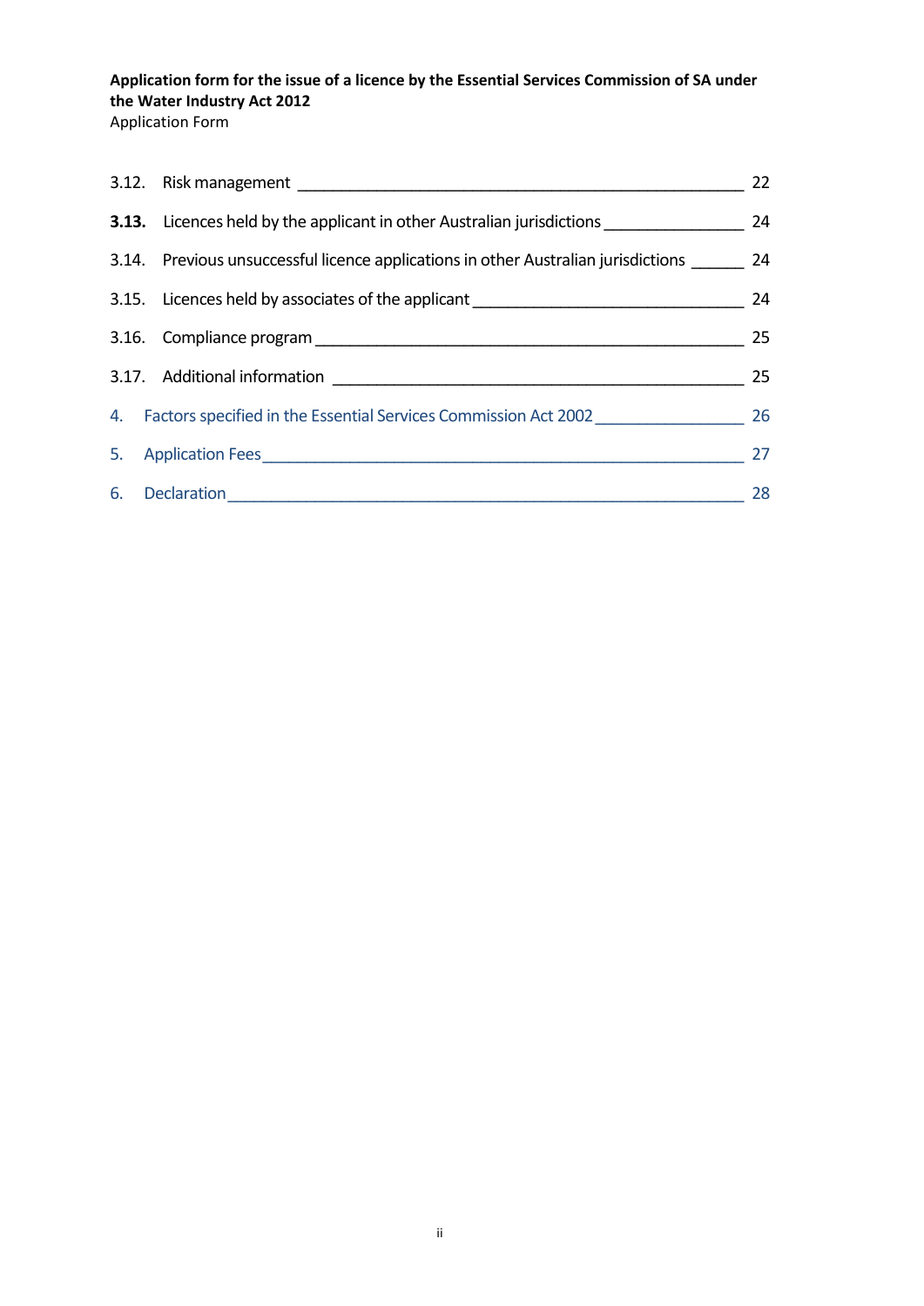3.12. Risk management 22

**3.13.** Licences held by the applicant in other Australian jurisdictions 24

3.14. Previous unsuccessful licence applications in other Australian jurisdictions 24

3.15. Licences held by associates of the applicant 24

3.16. Compliance program 25

3.17. Additional information 25

4. Factors specified in the Essential Services Commission Act 2002 26

5. Application Fees 27

6. Declaration 28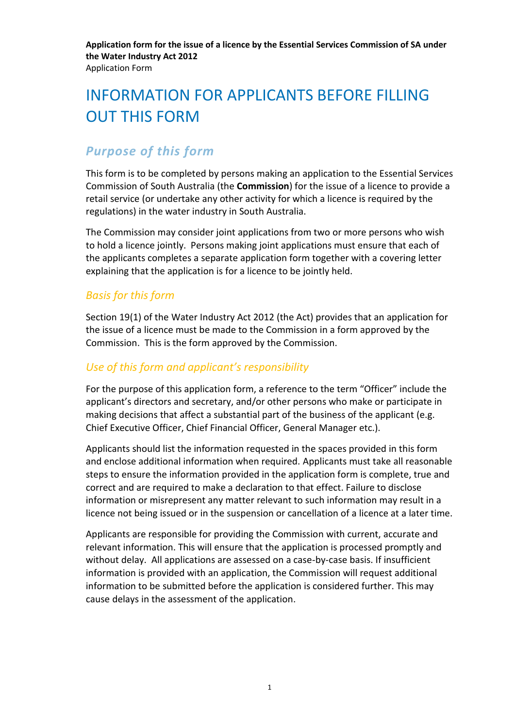# INFORMATION FOR APPLICANTS BEFORE FILLING OUT THIS FORM

## *Purpose of this form*

This form is to be completed by persons making an application to the Essential Services Commission of South Australia (the **Commission**) for the issue of a licence to provide a retail service (or undertake any other activity for which a licence is required by the regulations) in the water industry in South Australia.

The Commission may consider joint applications from two or more persons who wish to hold a licence jointly. Persons making joint applications must ensure that each of the applicants completes a separate application form together with a covering letter explaining that the application is for a licence to be jointly held.

### *Basis for this form*

Section 19(1) of the Water Industry Act 2012 (the Act) provides that an application for the issue of a licence must be made to the Commission in a form approved by the Commission. This is the form approved by the Commission.

### *Use of this form and applicant's responsibility*

For the purpose of this application form, a reference to the term "Officer" include the applicant's directors and secretary, and/or other persons who make or participate in making decisions that affect a substantial part of the business of the applicant (e.g. Chief Executive Officer, Chief Financial Officer, General Manager etc.).

Applicants should list the information requested in the spaces provided in this form and enclose additional information when required. Applicants must take all reasonable steps to ensure the information provided in the application form is complete, true and correct and are required to make a declaration to that effect. Failure to disclose information or misrepresent any matter relevant to such information may result in a licence not being issued or in the suspension or cancellation of a licence at a later time.

Applicants are responsible for providing the Commission with current, accurate and relevant information. This will ensure that the application is processed promptly and without delay. All applications are assessed on a case-by-case basis. If insufficient information is provided with an application, the Commission will request additional information to be submitted before the application is considered further. This may cause delays in the assessment of the application.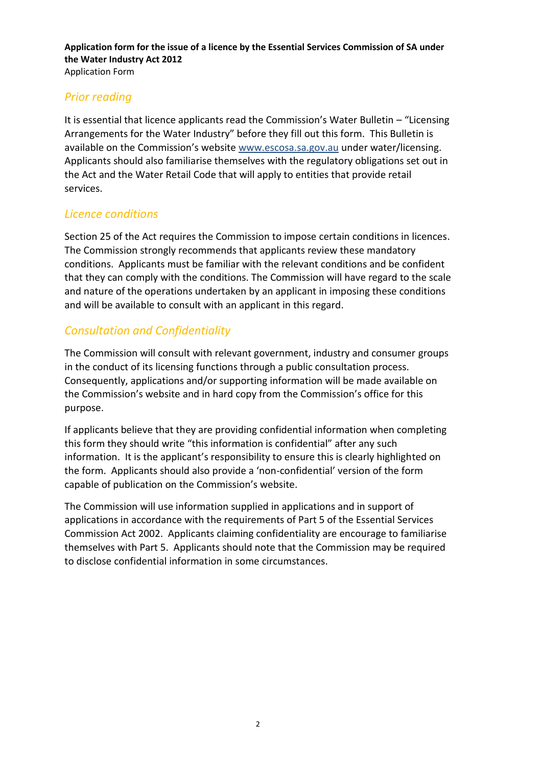**Application form for the issue of a licence by the Essential Services Commission of SA under the Water Industry Act 2012**
Application Form

## *Prior reading*

It is essential that licence applicants read the Commission's Water Bulletin – "Licensing Arrangements for the Water Industry" before they fill out this form. This Bulletin is available on the Commission's website www.escosa.sa.gov.au under water/licensing. Applicants should also familiarise themselves with the regulatory obligations set out in the Act and the Water Retail Code that will apply to entities that provide retail services.

## *Licence conditions*

Section 25 of the Act requires the Commission to impose certain conditions in licences. The Commission strongly recommends that applicants review these mandatory conditions. Applicants must be familiar with the relevant conditions and be confident that they can comply with the conditions. The Commission will have regard to the scale and nature of the operations undertaken by an applicant in imposing these conditions and will be available to consult with an applicant in this regard.

## *Consultation and Confidentiality*

The Commission will consult with relevant government, industry and consumer groups in the conduct of its licensing functions through a public consultation process. Consequently, applications and/or supporting information will be made available on the Commission's website and in hard copy from the Commission's office for this purpose.

If applicants believe that they are providing confidential information when completing this form they should write "this information is confidential" after any such information. It is the applicant's responsibility to ensure this is clearly highlighted on the form. Applicants should also provide a 'non-confidential' version of the form capable of publication on the Commission's website.

The Commission will use information supplied in applications and in support of applications in accordance with the requirements of Part 5 of the Essential Services Commission Act 2002. Applicants claiming confidentiality are encourage to familiarise themselves with Part 5. Applicants should note that the Commission may be required to disclose confidential information in some circumstances.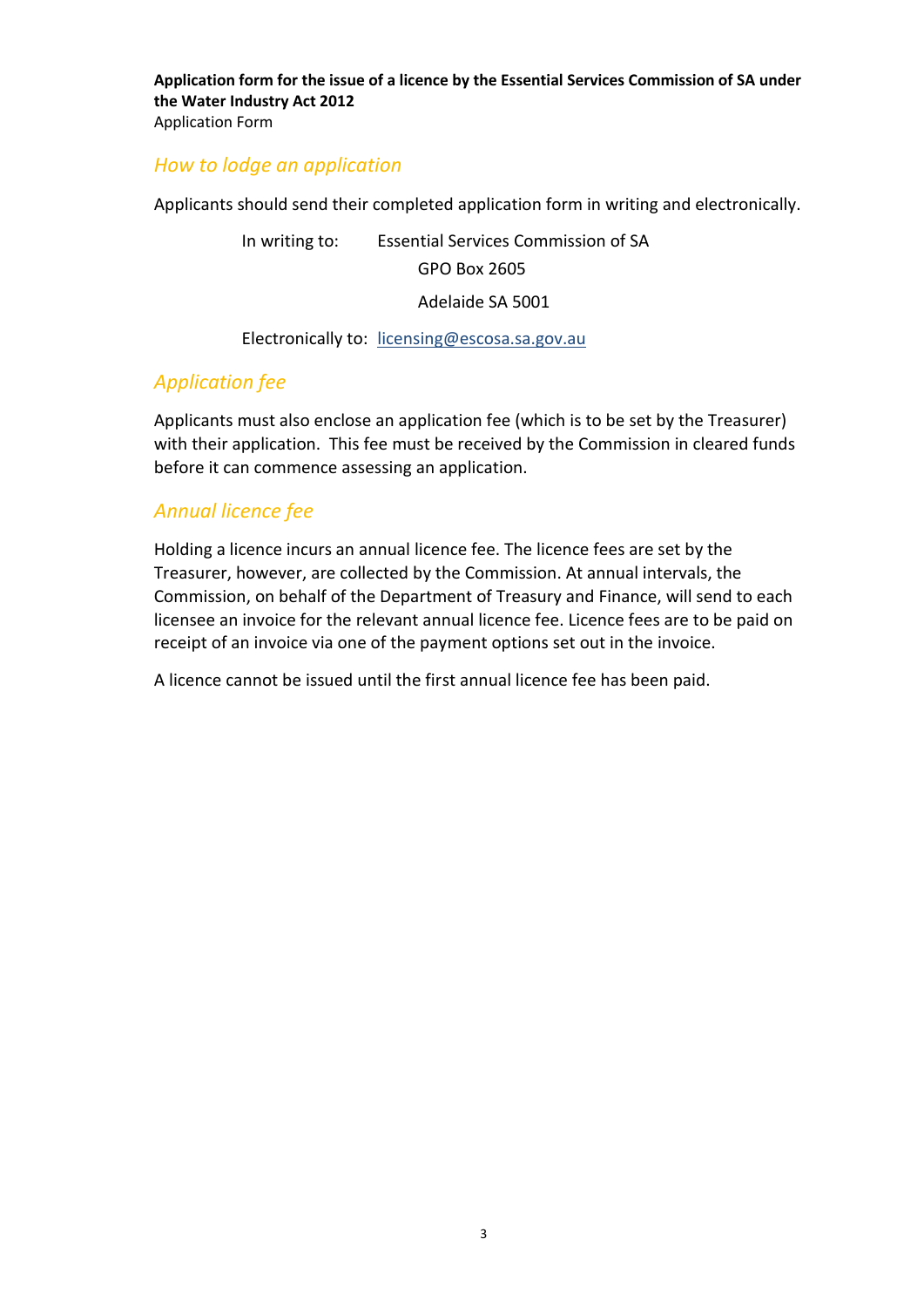**Application form for the issue of a licence by the Essential Services Commission of SA under the Water Industry Act 2012**
Application Form

## *How to lodge an application*

Applicants should send their completed application form in writing and electronically.

In writing to: Essential Services Commission of SA
GPO Box 2605
Adelaide SA 5001

Electronically to: licensing@escosa.sa.gov.au

## *Application fee*

Applicants must also enclose an application fee (which is to be set by the Treasurer) with their application. This fee must be received by the Commission in cleared funds before it can commence assessing an application.

## *Annual licence fee*

Holding a licence incurs an annual licence fee. The licence fees are set by the Treasurer, however, are collected by the Commission. At annual intervals, the Commission, on behalf of the Department of Treasury and Finance, will send to each licensee an invoice for the relevant annual licence fee. Licence fees are to be paid on receipt of an invoice via one of the payment options set out in the invoice.

A licence cannot be issued until the first annual licence fee has been paid.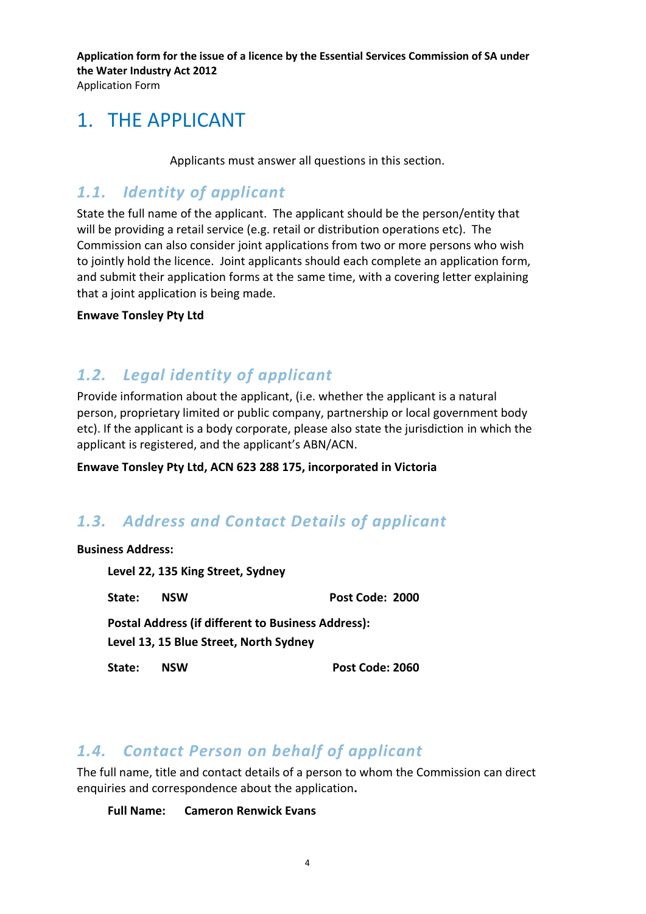**Application form for the issue of a licence by the Essential Services Commission of SA under the Water Industry Act 2012**
Application Form

# 1. THE APPLICANT

Applicants must answer all questions in this section.

## *1.1. Identity of applicant*

State the full name of the applicant. The applicant should be the person/entity that will be providing a retail service (e.g. retail or distribution operations etc). The Commission can also consider joint applications from two or more persons who wish to jointly hold the licence. Joint applicants should each complete an application form, and submit their application forms at the same time, with a covering letter explaining that a joint application is being made.

**Enwave Tonsley Pty Ltd**

## *1.2. Legal identity of applicant*

Provide information about the applicant, (i.e. whether the applicant is a natural person, proprietary limited or public company, partnership or local government body etc). If the applicant is a body corporate, please also state the jurisdiction in which the applicant is registered, and the applicant's ABN/ACN.

**Enwave Tonsley Pty Ltd, ACN 623 288 175, incorporated in Victoria**

## *1.3. Address and Contact Details of applicant*

**Business Address:**

**Level 22, 135 King Street, Sydney**

**State: NSW** **Post Code: 2000**

**Postal Address (if different to Business Address):**

**Level 13, 15 Blue Street, North Sydney**

**State: NSW** **Post Code: 2060**

## *1.4. Contact Person on behalf of applicant*

The full name, title and contact details of a person to whom the Commission can direct enquiries and correspondence about the application**.**

**Full Name: Cameron Renwick Evans**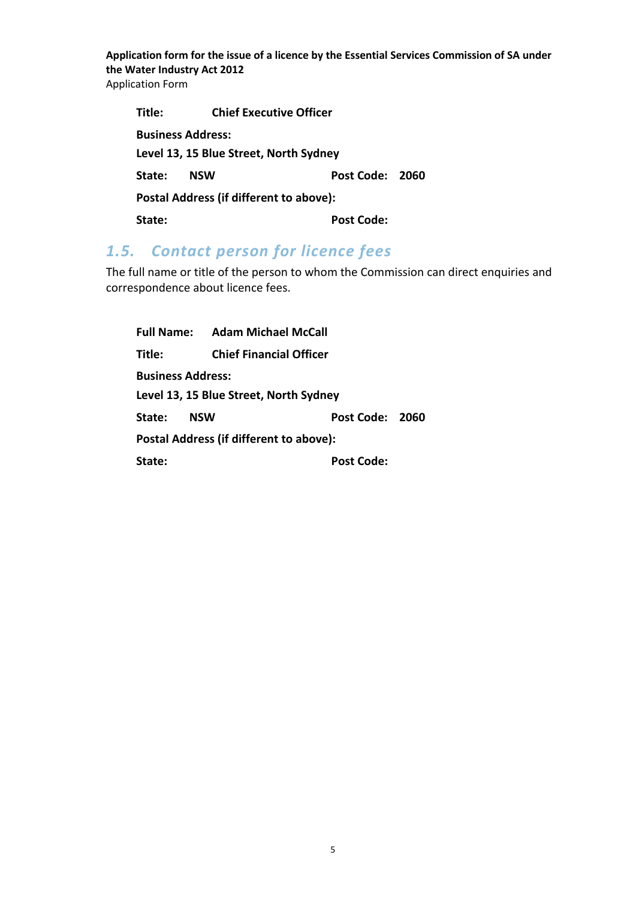**Title:** **Chief Executive Officer**

**Business Address:**

**Level 13, 15 Blue Street, North Sydney**

**State:** **NSW** **Post Code:** **2060**

**Postal Address (if different to above):**

**State:** **Post Code:**

## *1.5. Contact person for licence fees*

The full name or title of the person to whom the Commission can direct enquiries and correspondence about licence fees.

**Full Name:** **Adam Michael McCall**

**Title:** **Chief Financial Officer**

**Business Address:**

**Level 13, 15 Blue Street, North Sydney**

**State:** **NSW** **Post Code:** **2060**

**Postal Address (if different to above):**

**State:** **Post Code:**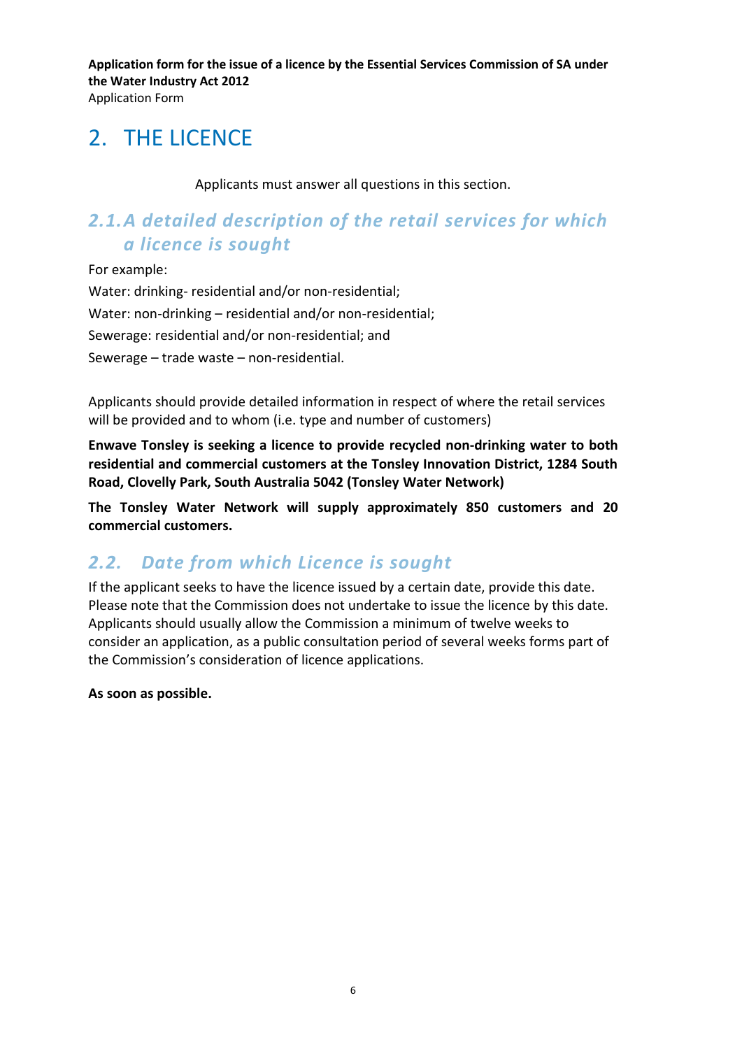# 2. THE LICENCE

Applicants must answer all questions in this section.

## *2.1. A detailed description of the retail services for which a licence is sought*

For example:

Water: drinking- residential and/or non-residential;

Water: non-drinking – residential and/or non-residential;

Sewerage: residential and/or non-residential; and

Sewerage – trade waste – non-residential.

Applicants should provide detailed information in respect of where the retail services will be provided and to whom (i.e. type and number of customers)

**Enwave Tonsley is seeking a licence to provide recycled non-drinking water to both residential and commercial customers at the Tonsley Innovation District, 1284 South Road, Clovelly Park, South Australia 5042 (Tonsley Water Network)**

**The Tonsley Water Network will supply approximately 850 customers and 20 commercial customers.**

## *2.2. Date from which Licence is sought*

If the applicant seeks to have the licence issued by a certain date, provide this date. Please note that the Commission does not undertake to issue the licence by this date. Applicants should usually allow the Commission a minimum of twelve weeks to consider an application, as a public consultation period of several weeks forms part of the Commission's consideration of licence applications.

**As soon as possible.**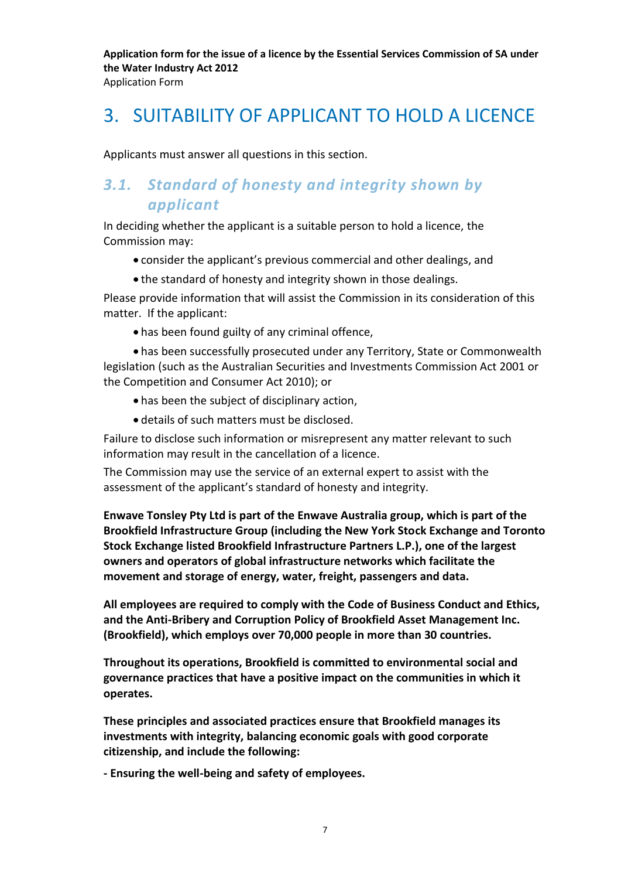# 3. SUITABILITY OF APPLICANT TO HOLD A LICENCE

Applicants must answer all questions in this section.

## *3.1. Standard of honesty and integrity shown by applicant*

In deciding whether the applicant is a suitable person to hold a licence, the Commission may:

- consider the applicant's previous commercial and other dealings, and
- the standard of honesty and integrity shown in those dealings.

Please provide information that will assist the Commission in its consideration of this matter. If the applicant:

- has been found guilty of any criminal offence,
- has been successfully prosecuted under any Territory, State or Commonwealth legislation (such as the Australian Securities and Investments Commission Act 2001 or the Competition and Consumer Act 2010); or
- has been the subject of disciplinary action,
- details of such matters must be disclosed.

Failure to disclose such information or misrepresent any matter relevant to such information may result in the cancellation of a licence.

The Commission may use the service of an external expert to assist with the assessment of the applicant's standard of honesty and integrity.

**Enwave Tonsley Pty Ltd is part of the Enwave Australia group, which is part of the Brookfield Infrastructure Group (including the New York Stock Exchange and Toronto Stock Exchange listed Brookfield Infrastructure Partners L.P.), one of the largest owners and operators of global infrastructure networks which facilitate the movement and storage of energy, water, freight, passengers and data.**

**All employees are required to comply with the Code of Business Conduct and Ethics, and the Anti-Bribery and Corruption Policy of Brookfield Asset Management Inc. (Brookfield), which employs over 70,000 people in more than 30 countries.**

**Throughout its operations, Brookfield is committed to environmental social and governance practices that have a positive impact on the communities in which it operates.**

**These principles and associated practices ensure that Brookfield manages its investments with integrity, balancing economic goals with good corporate citizenship, and include the following:**

**- Ensuring the well-being and safety of employees.**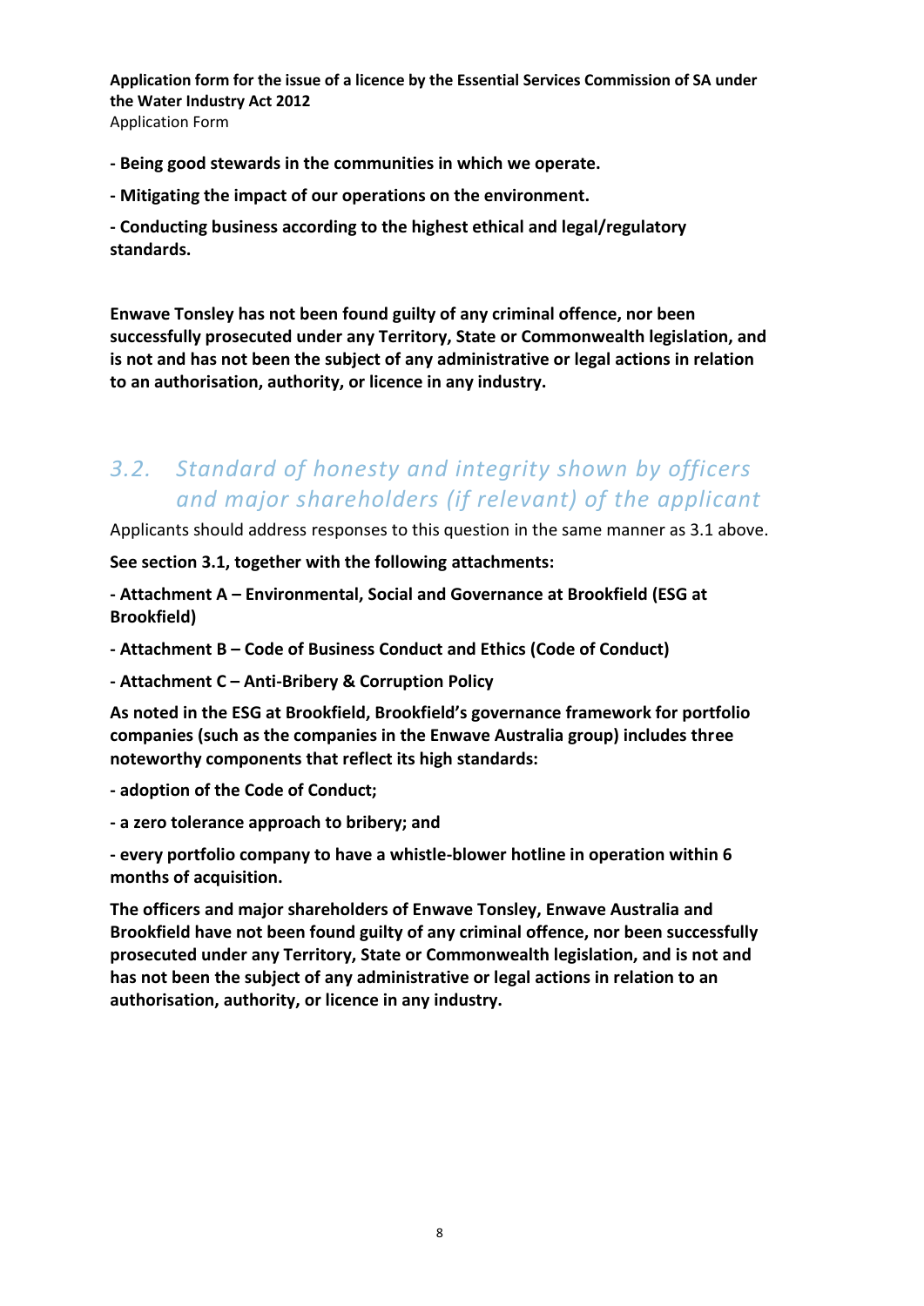**- Being good stewards in the communities in which we operate.**

**- Mitigating the impact of our operations on the environment.**

**- Conducting business according to the highest ethical and legal/regulatory standards.**

**Enwave Tonsley has not been found guilty of any criminal offence, nor been successfully prosecuted under any Territory, State or Commonwealth legislation, and is not and has not been the subject of any administrative or legal actions in relation to an authorisation, authority, or licence in any industry.**

## *3.2. Standard of honesty and integrity shown by officers and major shareholders (if relevant) of the applicant*

Applicants should address responses to this question in the same manner as 3.1 above.

**See section 3.1, together with the following attachments:**

**- Attachment A – Environmental, Social and Governance at Brookfield (ESG at Brookfield)**

**- Attachment B – Code of Business Conduct and Ethics (Code of Conduct)**

**- Attachment C – Anti-Bribery & Corruption Policy**

**As noted in the ESG at Brookfield, Brookfield's governance framework for portfolio companies (such as the companies in the Enwave Australia group) includes three noteworthy components that reflect its high standards:**

**- adoption of the Code of Conduct;**

**- a zero tolerance approach to bribery; and**

**- every portfolio company to have a whistle-blower hotline in operation within 6 months of acquisition.**

**The officers and major shareholders of Enwave Tonsley, Enwave Australia and Brookfield have not been found guilty of any criminal offence, nor been successfully prosecuted under any Territory, State or Commonwealth legislation, and is not and has not been the subject of any administrative or legal actions in relation to an authorisation, authority, or licence in any industry.**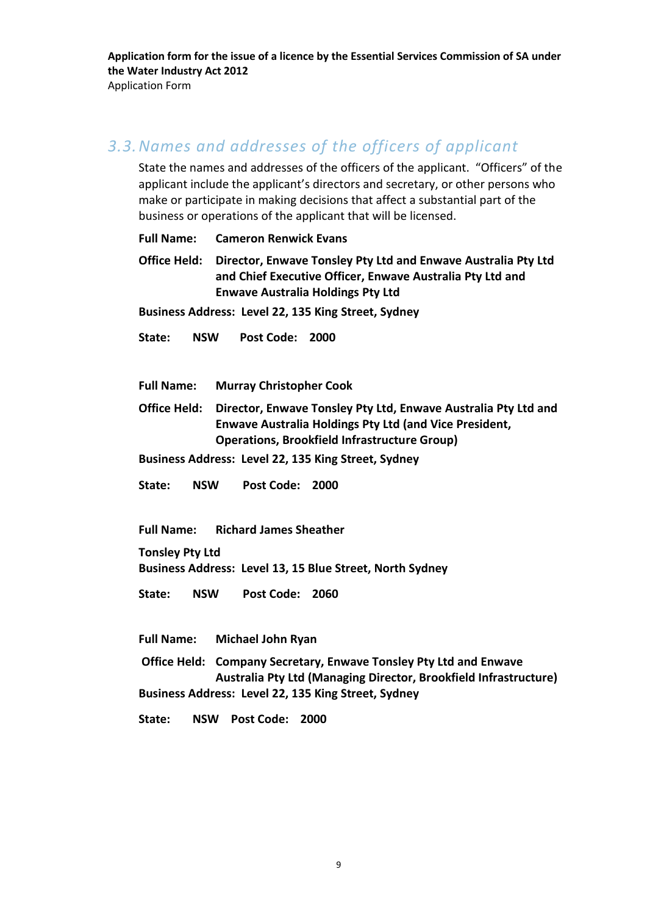## 3.3. *Names and addresses of the officers of applicant*

State the names and addresses of the officers of the applicant. "Officers" of the applicant include the applicant's directors and secretary, or other persons who make or participate in making decisions that affect a substantial part of the business or operations of the applicant that will be licensed.

**Full Name:** **Cameron Renwick Evans**

**Office Held:** **Director, Enwave Tonsley Pty Ltd and Enwave Australia Pty Ltd and Chief Executive Officer, Enwave Australia Pty Ltd and Enwave Australia Holdings Pty Ltd**

**Business Address: Level 22, 135 King Street, Sydney**

**State: NSW Post Code: 2000**

**Full Name:** **Murray Christopher Cook**

**Office Held:** **Director, Enwave Tonsley Pty Ltd, Enwave Australia Pty Ltd and Enwave Australia Holdings Pty Ltd (and Vice President, Operations, Brookfield Infrastructure Group)**

**Business Address: Level 22, 135 King Street, Sydney**

**State: NSW Post Code: 2000**

**Full Name:** **Richard James Sheather**

**Tonsley Pty Ltd**

**Business Address: Level 13, 15 Blue Street, North Sydney**

**State: NSW Post Code: 2060**

**Full Name:** **Michael John Ryan**

**Office Held:** **Company Secretary, Enwave Tonsley Pty Ltd and Enwave Australia Pty Ltd (Managing Director, Brookfield Infrastructure)**

**Business Address: Level 22, 135 King Street, Sydney**

**State: NSW Post Code: 2000**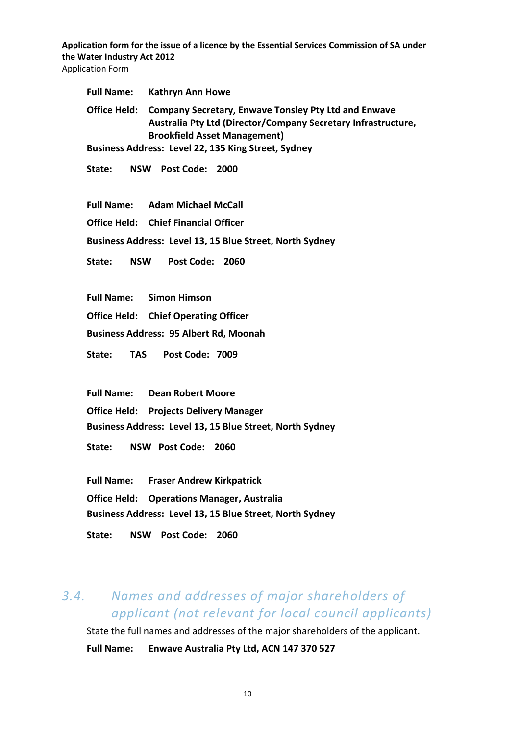**Full Name:** **Kathryn Ann Howe**

**Office Held:** **Company Secretary, Enwave Tonsley Pty Ltd and Enwave Australia Pty Ltd (Director/Company Secretary Infrastructure, Brookfield Asset Management)**

**Business Address:** **Level 22, 135 King Street, Sydney**

**State:** **NSW** **Post Code:** **2000**

**Full Name:** **Adam Michael McCall**

**Office Held:** **Chief Financial Officer**

**Business Address:** **Level 13, 15 Blue Street, North Sydney**

**State:** **NSW** **Post Code:** **2060**

**Full Name:** **Simon Himson**

**Office Held:** **Chief Operating Officer**

**Business Address:** **95 Albert Rd, Moonah**

**State:** **TAS** **Post Code:** **7009**

**Full Name:** **Dean Robert Moore**

**Office Held:** **Projects Delivery Manager**

**Business Address:** **Level 13, 15 Blue Street, North Sydney**

**State:** **NSW** **Post Code:** **2060**

**Full Name:** **Fraser Andrew Kirkpatrick**

**Office Held:** **Operations Manager, Australia**

**Business Address:** **Level 13, 15 Blue Street, North Sydney**

**State:** **NSW** **Post Code:** **2060**

## *3.4. Names and addresses of major shareholders of applicant (not relevant for local council applicants)*

State the full names and addresses of the major shareholders of the applicant.

**Full Name:** **Enwave Australia Pty Ltd, ACN 147 370 527**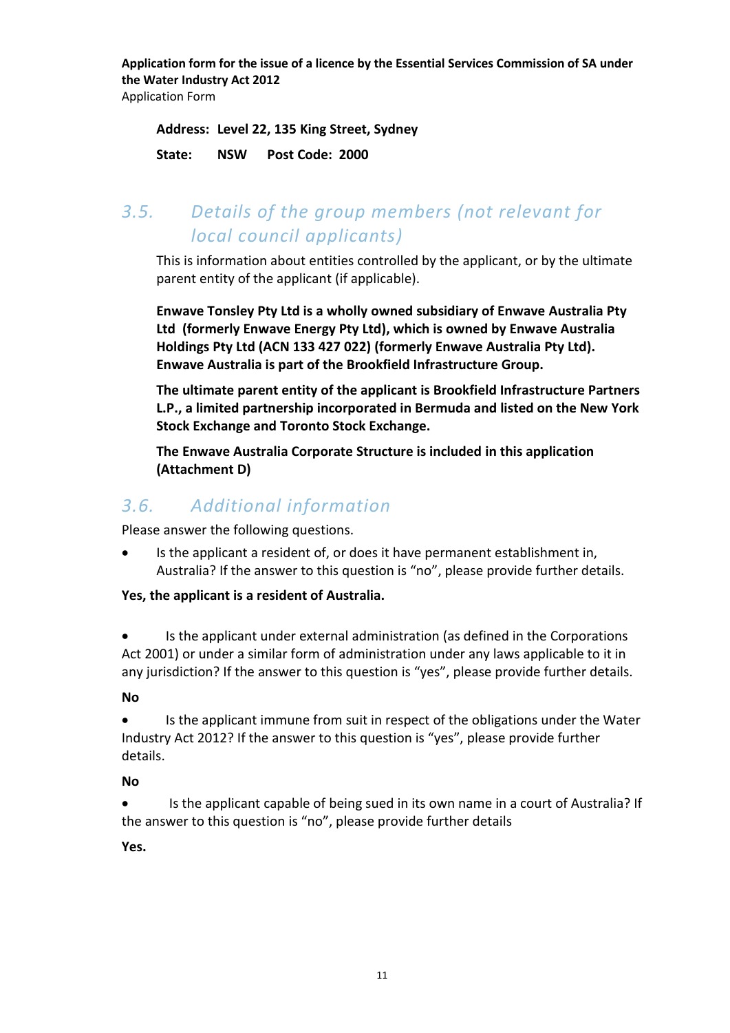**Address: Level 22, 135 King Street, Sydney**

**State: NSW Post Code: 2000**

## *3.5. Details of the group members (not relevant for local council applicants)*

This is information about entities controlled by the applicant, or by the ultimate parent entity of the applicant (if applicable).

**Enwave Tonsley Pty Ltd is a wholly owned subsidiary of Enwave Australia Pty Ltd (formerly Enwave Energy Pty Ltd), which is owned by Enwave Australia Holdings Pty Ltd (ACN 133 427 022) (formerly Enwave Australia Pty Ltd). Enwave Australia is part of the Brookfield Infrastructure Group.**

**The ultimate parent entity of the applicant is Brookfield Infrastructure Partners L.P., a limited partnership incorporated in Bermuda and listed on the New York Stock Exchange and Toronto Stock Exchange.**

**The Enwave Australia Corporate Structure is included in this application (Attachment D)**

## *3.6. Additional information*

Please answer the following questions.

- Is the applicant a resident of, or does it have permanent establishment in, Australia? If the answer to this question is "no", please provide further details.

**Yes, the applicant is a resident of Australia.**

- Is the applicant under external administration (as defined in the Corporations Act 2001) or under a similar form of administration under any laws applicable to it in any jurisdiction? If the answer to this question is "yes", please provide further details.

**No**

- Is the applicant immune from suit in respect of the obligations under the Water Industry Act 2012? If the answer to this question is "yes", please provide further details.

**No**

- Is the applicant capable of being sued in its own name in a court of Australia? If the answer to this question is "no", please provide further details

**Yes.**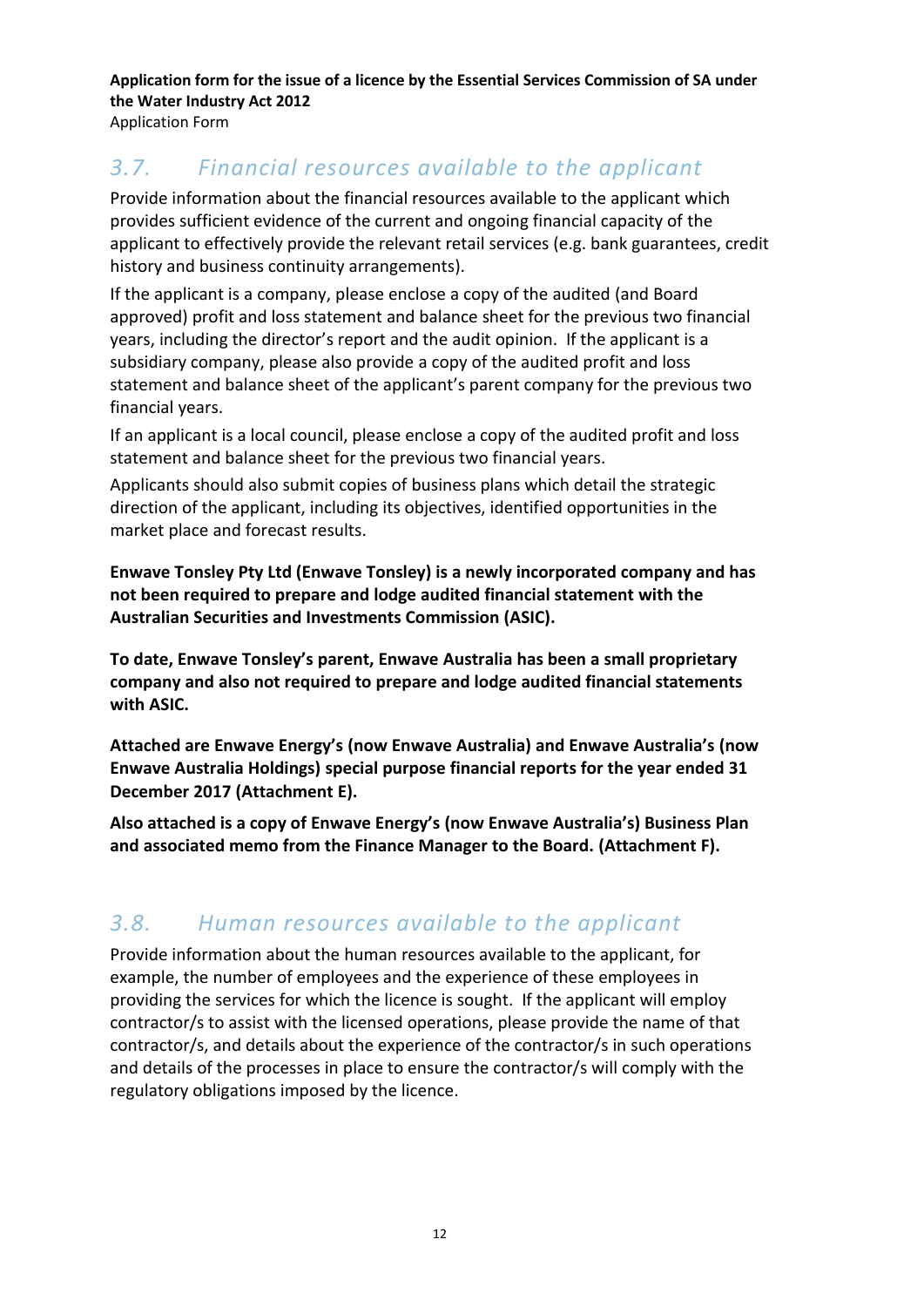## 3.7. Financial resources available to the applicant

Provide information about the financial resources available to the applicant which provides sufficient evidence of the current and ongoing financial capacity of the applicant to effectively provide the relevant retail services (e.g. bank guarantees, credit history and business continuity arrangements).

If the applicant is a company, please enclose a copy of the audited (and Board approved) profit and loss statement and balance sheet for the previous two financial years, including the director's report and the audit opinion. If the applicant is a subsidiary company, please also provide a copy of the audited profit and loss statement and balance sheet of the applicant's parent company for the previous two financial years.

If an applicant is a local council, please enclose a copy of the audited profit and loss statement and balance sheet for the previous two financial years.

Applicants should also submit copies of business plans which detail the strategic direction of the applicant, including its objectives, identified opportunities in the market place and forecast results.

**Enwave Tonsley Pty Ltd (Enwave Tonsley) is a newly incorporated company and has not been required to prepare and lodge audited financial statement with the Australian Securities and Investments Commission (ASIC).**

**To date, Enwave Tonsley's parent, Enwave Australia has been a small proprietary company and also not required to prepare and lodge audited financial statements with ASIC.**

**Attached are Enwave Energy's (now Enwave Australia) and Enwave Australia's (now Enwave Australia Holdings) special purpose financial reports for the year ended 31 December 2017 (Attachment E).**

**Also attached is a copy of Enwave Energy's (now Enwave Australia's) Business Plan and associated memo from the Finance Manager to the Board. (Attachment F).**

## 3.8. Human resources available to the applicant

Provide information about the human resources available to the applicant, for example, the number of employees and the experience of these employees in providing the services for which the licence is sought. If the applicant will employ contractor/s to assist with the licensed operations, please provide the name of that contractor/s, and details about the experience of the contractor/s in such operations and details of the processes in place to ensure the contractor/s will comply with the regulatory obligations imposed by the licence.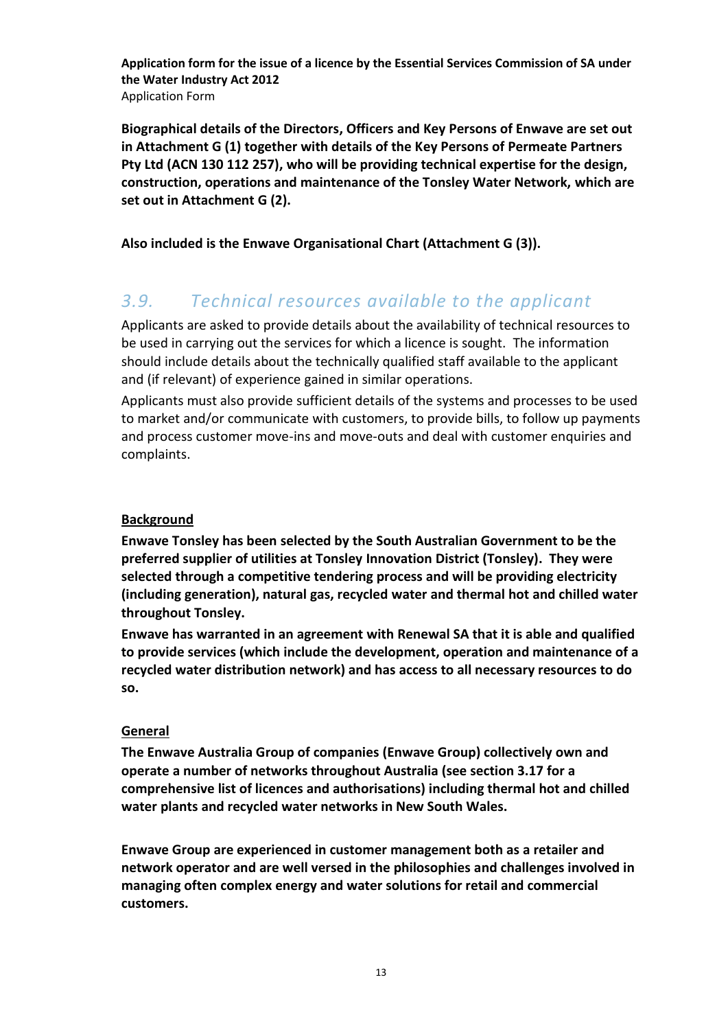**Biographical details of the Directors, Officers and Key Persons of Enwave are set out in Attachment G (1) together with details of the Key Persons of Permeate Partners Pty Ltd (ACN 130 112 257), who will be providing technical expertise for the design, construction, operations and maintenance of the Tonsley Water Network, which are set out in Attachment G (2).**

**Also included is the Enwave Organisational Chart (Attachment G (3)).**

## *3.9. Technical resources available to the applicant*

Applicants are asked to provide details about the availability of technical resources to be used in carrying out the services for which a licence is sought. The information should include details about the technically qualified staff available to the applicant and (if relevant) of experience gained in similar operations.

Applicants must also provide sufficient details of the systems and processes to be used to market and/or communicate with customers, to provide bills, to follow up payments and process customer move-ins and move-outs and deal with customer enquiries and complaints.

**Background**

**Enwave Tonsley has been selected by the South Australian Government to be the preferred supplier of utilities at Tonsley Innovation District (Tonsley). They were selected through a competitive tendering process and will be providing electricity (including generation), natural gas, recycled water and thermal hot and chilled water throughout Tonsley.**

**Enwave has warranted in an agreement with Renewal SA that it is able and qualified to provide services (which include the development, operation and maintenance of a recycled water distribution network) and has access to all necessary resources to do so.**

**General**

**The Enwave Australia Group of companies (Enwave Group) collectively own and operate a number of networks throughout Australia (see section 3.17 for a comprehensive list of licences and authorisations) including thermal hot and chilled water plants and recycled water networks in New South Wales.**

**Enwave Group are experienced in customer management both as a retailer and network operator and are well versed in the philosophies and challenges involved in managing often complex energy and water solutions for retail and commercial customers.**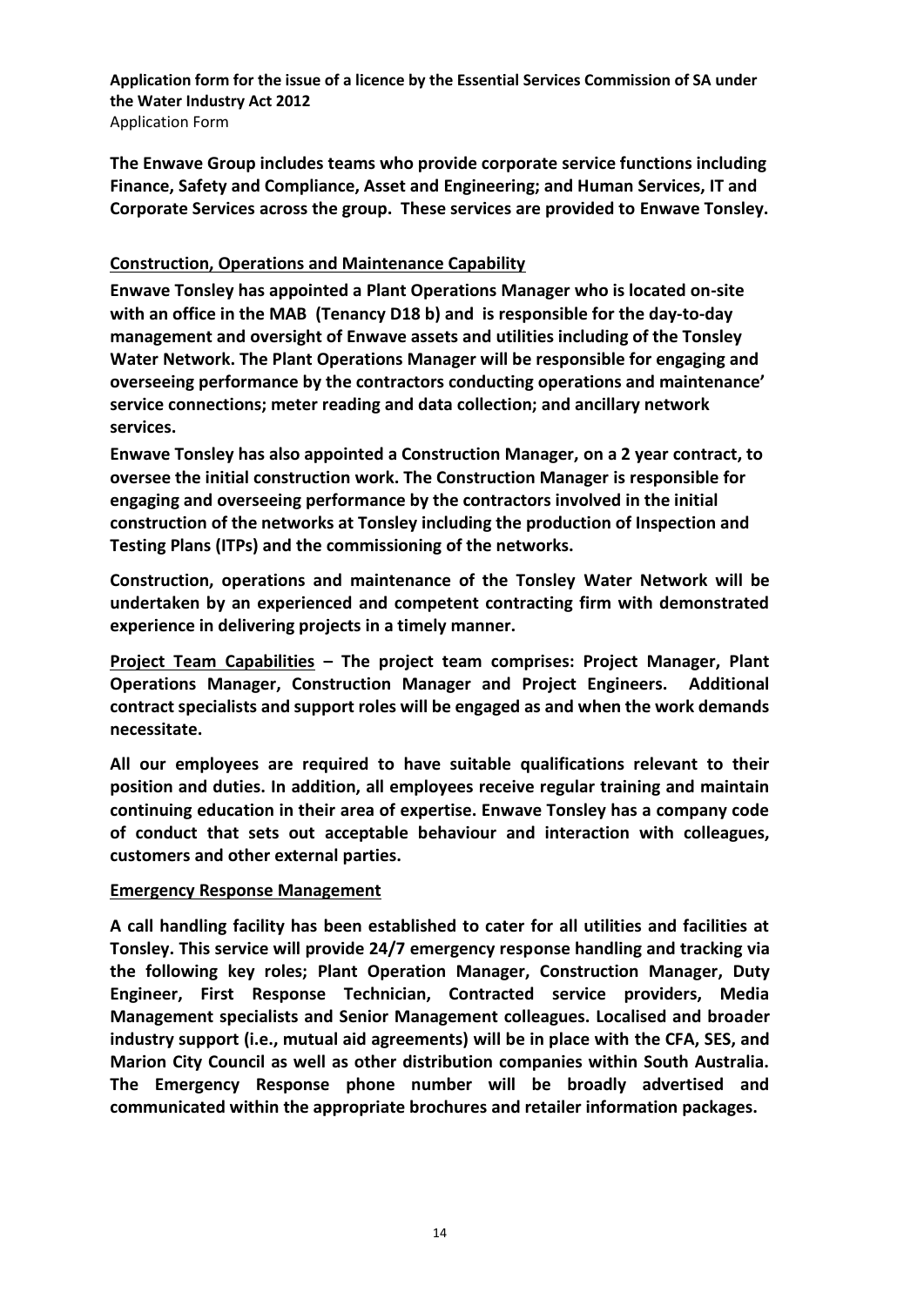**The Enwave Group includes teams who provide corporate service functions including Finance, Safety and Compliance, Asset and Engineering; and Human Services, IT and Corporate Services across the group. These services are provided to Enwave Tonsley.**

**Construction, Operations and Maintenance Capability**

**Enwave Tonsley has appointed a Plant Operations Manager who is located on-site with an office in the MAB (Tenancy D18 b) and is responsible for the day-to-day management and oversight of Enwave assets and utilities including of the Tonsley Water Network. The Plant Operations Manager will be responsible for engaging and overseeing performance by the contractors conducting operations and maintenance' service connections; meter reading and data collection; and ancillary network services.**

**Enwave Tonsley has also appointed a Construction Manager, on a 2 year contract, to oversee the initial construction work. The Construction Manager is responsible for engaging and overseeing performance by the contractors involved in the initial construction of the networks at Tonsley including the production of Inspection and Testing Plans (ITPs) and the commissioning of the networks.**

**Construction, operations and maintenance of the Tonsley Water Network will be undertaken by an experienced and competent contracting firm with demonstrated experience in delivering projects in a timely manner.**

**Project Team Capabilities – The project team comprises: Project Manager, Plant Operations Manager, Construction Manager and Project Engineers. Additional contract specialists and support roles will be engaged as and when the work demands necessitate.**

**All our employees are required to have suitable qualifications relevant to their position and duties. In addition, all employees receive regular training and maintain continuing education in their area of expertise. Enwave Tonsley has a company code of conduct that sets out acceptable behaviour and interaction with colleagues, customers and other external parties.**

**Emergency Response Management**

**A call handling facility has been established to cater for all utilities and facilities at Tonsley. This service will provide 24/7 emergency response handling and tracking via the following key roles; Plant Operation Manager, Construction Manager, Duty Engineer, First Response Technician, Contracted service providers, Media Management specialists and Senior Management colleagues. Localised and broader industry support (i.e., mutual aid agreements) will be in place with the CFA, SES, and Marion City Council as well as other distribution companies within South Australia. The Emergency Response phone number will be broadly advertised and communicated within the appropriate brochures and retailer information packages.**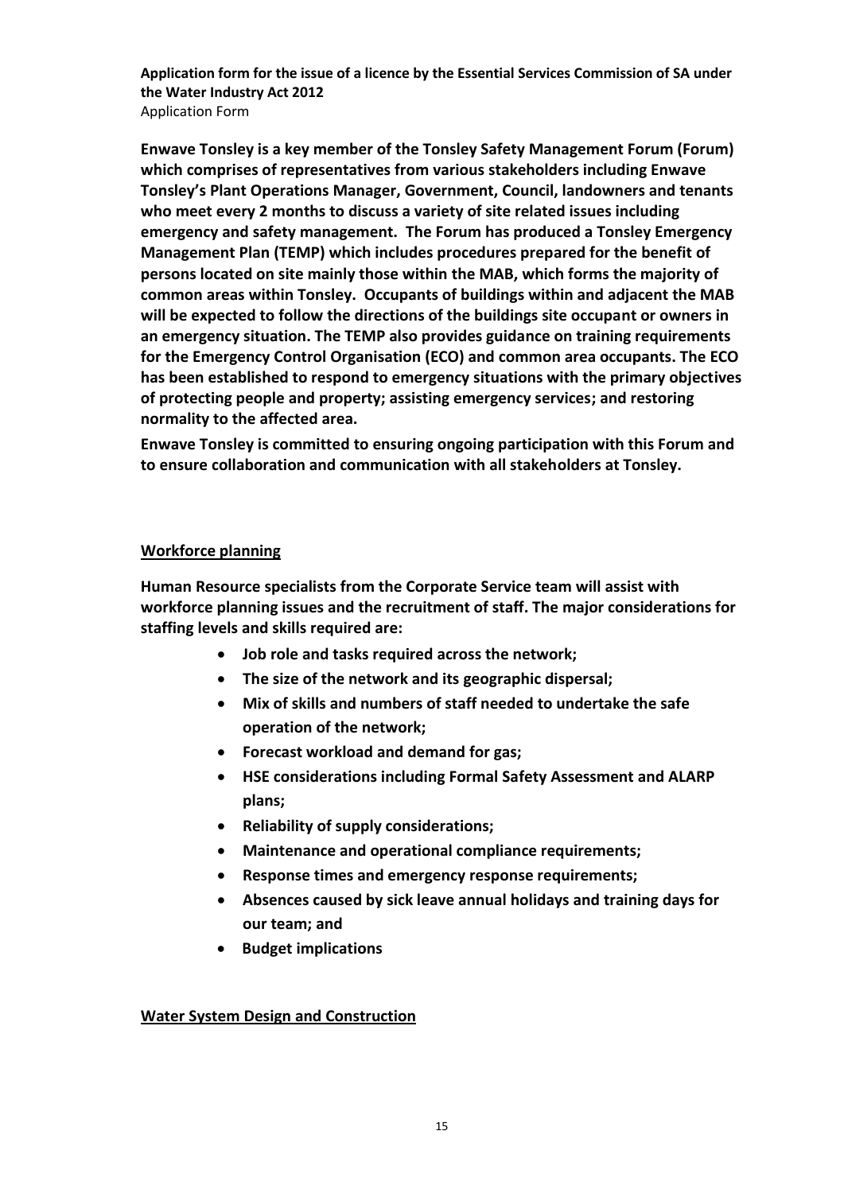**Enwave Tonsley is a key member of the Tonsley Safety Management Forum (Forum) which comprises of representatives from various stakeholders including Enwave Tonsley's Plant Operations Manager, Government, Council, landowners and tenants who meet every 2 months to discuss a variety of site related issues including emergency and safety management. The Forum has produced a Tonsley Emergency Management Plan (TEMP) which includes procedures prepared for the benefit of persons located on site mainly those within the MAB, which forms the majority of common areas within Tonsley. Occupants of buildings within and adjacent the MAB will be expected to follow the directions of the buildings site occupant or owners in an emergency situation. The TEMP also provides guidance on training requirements for the Emergency Control Organisation (ECO) and common area occupants. The ECO has been established to respond to emergency situations with the primary objectives of protecting people and property; assisting emergency services; and restoring normality to the affected area.**

**Enwave Tonsley is committed to ensuring ongoing participation with this Forum and to ensure collaboration and communication with all stakeholders at Tonsley.**

## Workforce planning

**Human Resource specialists from the Corporate Service team will assist with workforce planning issues and the recruitment of staff. The major considerations for staffing levels and skills required are:**

- **Job role and tasks required across the network;**
- **The size of the network and its geographic dispersal;**
- **Mix of skills and numbers of staff needed to undertake the safe operation of the network;**
- **Forecast workload and demand for gas;**
- **HSE considerations including Formal Safety Assessment and ALARP plans;**
- **Reliability of supply considerations;**
- **Maintenance and operational compliance requirements;**
- **Response times and emergency response requirements;**
- **Absences caused by sick leave annual holidays and training days for our team; and**
- **Budget implications**

## Water System Design and Construction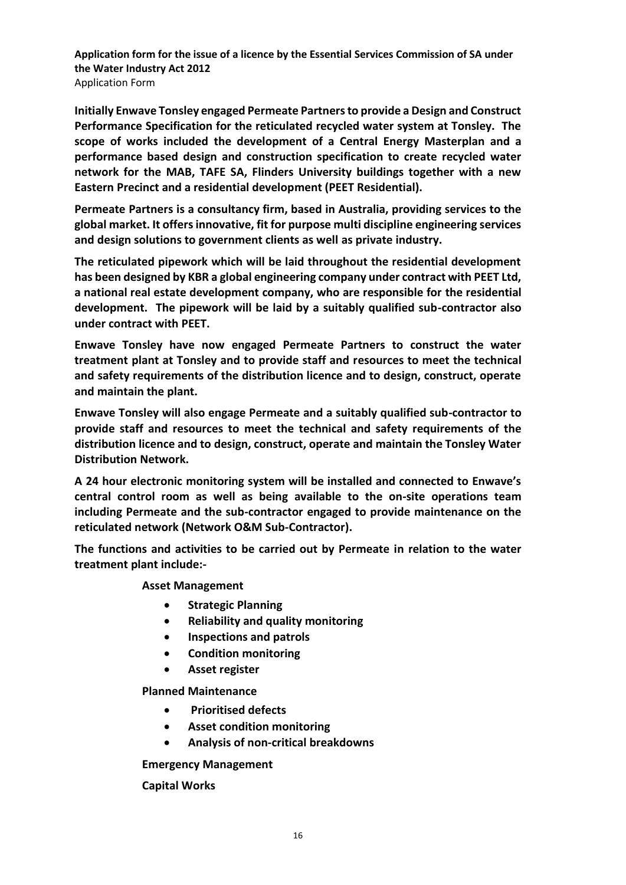**Initially Enwave Tonsley engaged Permeate Partners to provide a Design and Construct Performance Specification for the reticulated recycled water system at Tonsley. The scope of works included the development of a Central Energy Masterplan and a performance based design and construction specification to create recycled water network for the MAB, TAFE SA, Flinders University buildings together with a new Eastern Precinct and a residential development (PEET Residential).**

**Permeate Partners is a consultancy firm, based in Australia, providing services to the global market. It offers innovative, fit for purpose multi discipline engineering services and design solutions to government clients as well as private industry.**

**The reticulated pipework which will be laid throughout the residential development has been designed by KBR a global engineering company under contract with PEET Ltd, a national real estate development company, who are responsible for the residential development. The pipework will be laid by a suitably qualified sub-contractor also under contract with PEET.**

**Enwave Tonsley have now engaged Permeate Partners to construct the water treatment plant at Tonsley and to provide staff and resources to meet the technical and safety requirements of the distribution licence and to design, construct, operate and maintain the plant.**

**Enwave Tonsley will also engage Permeate and a suitably qualified sub-contractor to provide staff and resources to meet the technical and safety requirements of the distribution licence and to design, construct, operate and maintain the Tonsley Water Distribution Network.**

**A 24 hour electronic monitoring system will be installed and connected to Enwave's central control room as well as being available to the on-site operations team including Permeate and the sub-contractor engaged to provide maintenance on the reticulated network (Network O&M Sub-Contractor).**

**The functions and activities to be carried out by Permeate in relation to the water treatment plant include:-**

**Asset Management**

- **Strategic Planning**
- **Reliability and quality monitoring**
- **Inspections and patrols**
- **Condition monitoring**
- **Asset register**

**Planned Maintenance**

- **Prioritised defects**
- **Asset condition monitoring**
- **Analysis of non-critical breakdowns**

**Emergency Management**

**Capital Works**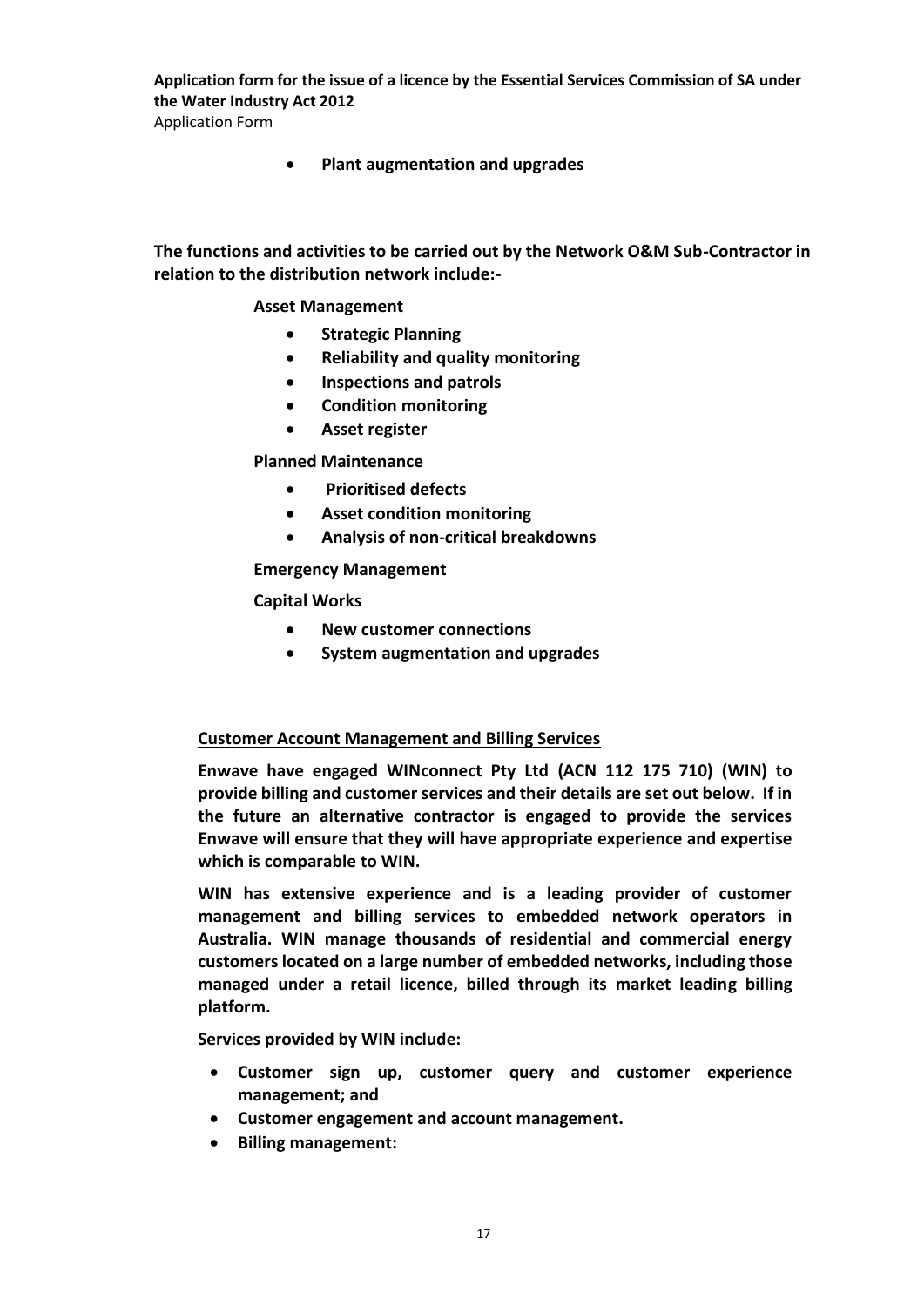- **Plant augmentation and upgrades**

**The functions and activities to be carried out by the Network O&M Sub-Contractor in relation to the distribution network include:-**

**Asset Management**

- **Strategic Planning**
- **Reliability and quality monitoring**
- **Inspections and patrols**
- **Condition monitoring**
- **Asset register**

**Planned Maintenance**

- **Prioritised defects**
- **Asset condition monitoring**
- **Analysis of non-critical breakdowns**

**Emergency Management**

**Capital Works**

- **New customer connections**
- **System augmentation and upgrades**

**<u>Customer Account Management and Billing Services</u>**

**Enwave have engaged WINconnect Pty Ltd (ACN 112 175 710) (WIN) to provide billing and customer services and their details are set out below. If in the future an alternative contractor is engaged to provide the services Enwave will ensure that they will have appropriate experience and expertise which is comparable to WIN.**

**WIN has extensive experience and is a leading provider of customer management and billing services to embedded network operators in Australia. WIN manage thousands of residential and commercial energy customers located on a large number of embedded networks, including those managed under a retail licence, billed through its market leading billing platform.**

**Services provided by WIN include:**

- **Customer sign up, customer query and customer experience management; and**
- **Customer engagement and account management.**
- **Billing management:**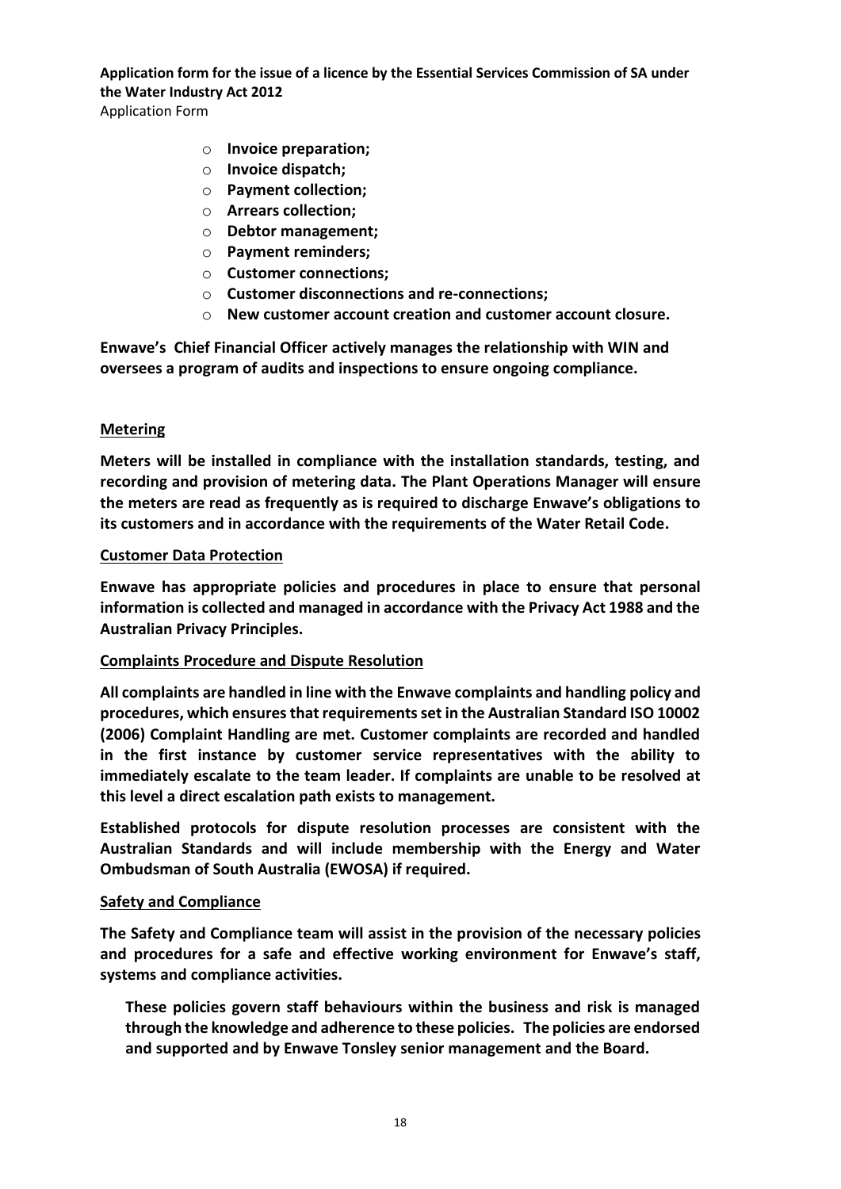- **Invoice preparation;**
- **Invoice dispatch;**
- **Payment collection;**
- **Arrears collection;**
- **Debtor management;**
- **Payment reminders;**
- **Customer connections;**
- **Customer disconnections and re-connections;**
- **New customer account creation and customer account closure.**

**Enwave's Chief Financial Officer actively manages the relationship with WIN and oversees a program of audits and inspections to ensure ongoing compliance.**

**Metering**

**Meters will be installed in compliance with the installation standards, testing, and recording and provision of metering data. The Plant Operations Manager will ensure the meters are read as frequently as is required to discharge Enwave's obligations to its customers and in accordance with the requirements of the Water Retail Code.**

**Customer Data Protection**

**Enwave has appropriate policies and procedures in place to ensure that personal information is collected and managed in accordance with the Privacy Act 1988 and the Australian Privacy Principles.**

**Complaints Procedure and Dispute Resolution**

**All complaints are handled in line with the Enwave complaints and handling policy and procedures, which ensures that requirements set in the Australian Standard ISO 10002 (2006) Complaint Handling are met. Customer complaints are recorded and handled in the first instance by customer service representatives with the ability to immediately escalate to the team leader. If complaints are unable to be resolved at this level a direct escalation path exists to management.**

**Established protocols for dispute resolution processes are consistent with the Australian Standards and will include membership with the Energy and Water Ombudsman of South Australia (EWOSA) if required.**

**Safety and Compliance**

**The Safety and Compliance team will assist in the provision of the necessary policies and procedures for a safe and effective working environment for Enwave's staff, systems and compliance activities.**

**These policies govern staff behaviours within the business and risk is managed through the knowledge and adherence to these policies. The policies are endorsed and supported and by Enwave Tonsley senior management and the Board.**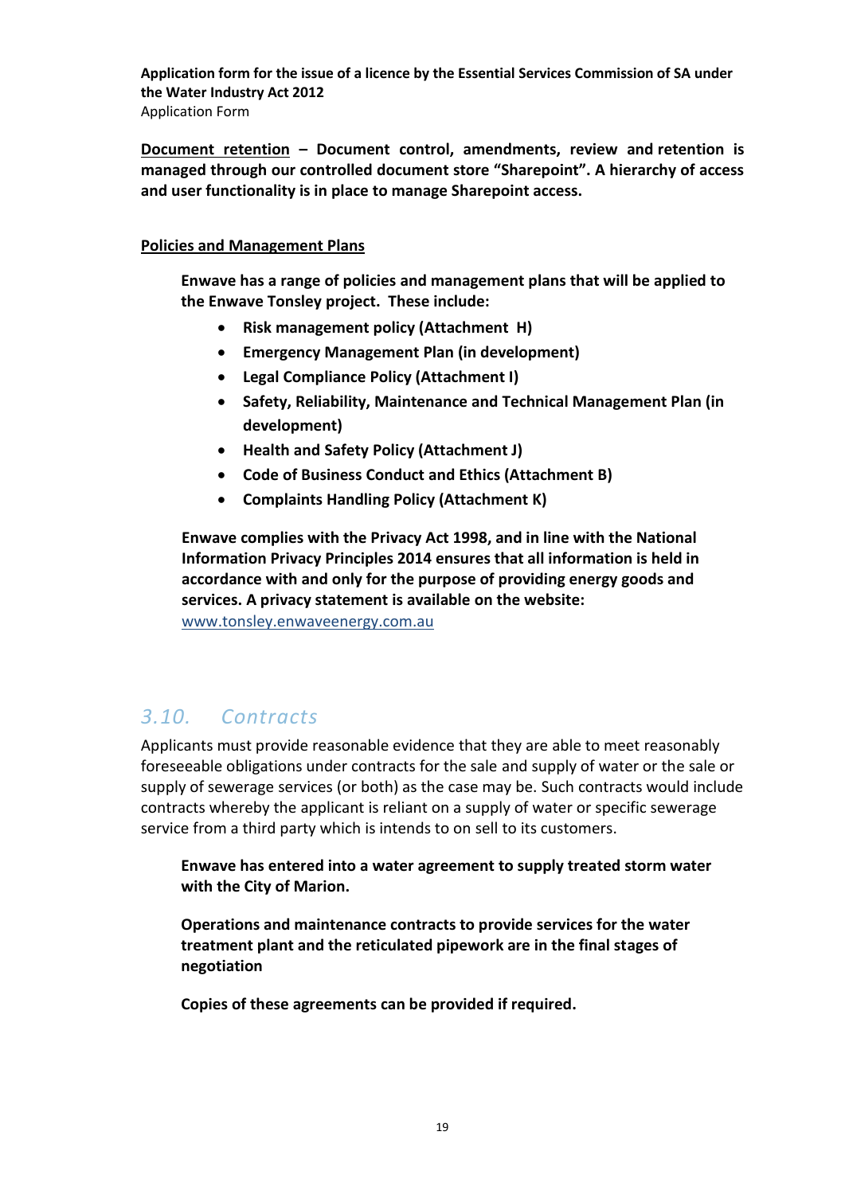**Document retention – Document control, amendments, review and retention is managed through our controlled document store "Sharepoint". A hierarchy of access and user functionality is in place to manage Sharepoint access.**

**Policies and Management Plans**

**Enwave has a range of policies and management plans that will be applied to the Enwave Tonsley project. These include:**

- **Risk management policy (Attachment H)**
- **Emergency Management Plan (in development)**
- **Legal Compliance Policy (Attachment I)**
- **Safety, Reliability, Maintenance and Technical Management Plan (in development)**
- **Health and Safety Policy (Attachment J)**
- **Code of Business Conduct and Ethics (Attachment B)**
- **Complaints Handling Policy (Attachment K)**

**Enwave complies with the Privacy Act 1998, and in line with the National Information Privacy Principles 2014 ensures that all information is held in accordance with and only for the purpose of providing energy goods and services. A privacy statement is available on the website:** www.tonsley.enwaveenergy.com.au

## *3.10. Contracts*

Applicants must provide reasonable evidence that they are able to meet reasonably foreseeable obligations under contracts for the sale and supply of water or the sale or supply of sewerage services (or both) as the case may be. Such contracts would include contracts whereby the applicant is reliant on a supply of water or specific sewerage service from a third party which is intends to on sell to its customers.

**Enwave has entered into a water agreement to supply treated storm water with the City of Marion.**

**Operations and maintenance contracts to provide services for the water treatment plant and the reticulated pipework are in the final stages of negotiation**

**Copies of these agreements can be provided if required.**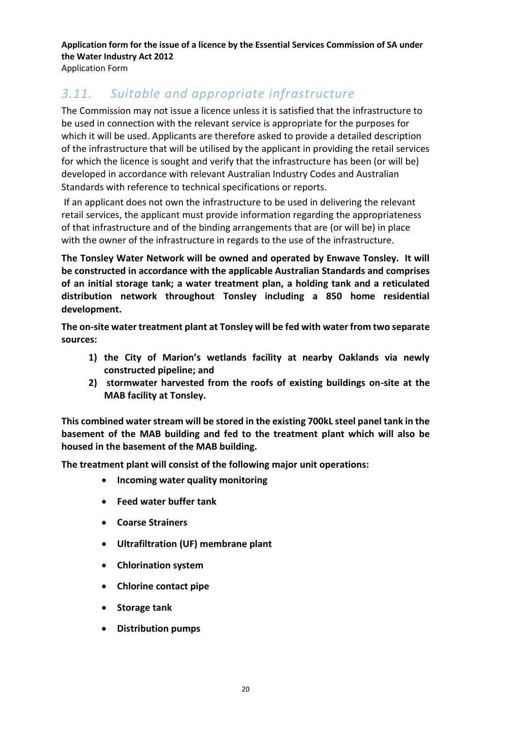## 3.11. Suitable and appropriate infrastructure

The Commission may not issue a licence unless it is satisfied that the infrastructure to be used in connection with the relevant service is appropriate for the purposes for which it will be used. Applicants are therefore asked to provide a detailed description of the infrastructure that will be utilised by the applicant in providing the retail services for which the licence is sought and verify that the infrastructure has been (or will be) developed in accordance with relevant Australian Industry Codes and Australian Standards with reference to technical specifications or reports.

If an applicant does not own the infrastructure to be used in delivering the relevant retail services, the applicant must provide information regarding the appropriateness of that infrastructure and of the binding arrangements that are (or will be) in place with the owner of the infrastructure in regards to the use of the infrastructure.

**The Tonsley Water Network will be owned and operated by Enwave Tonsley. It will be constructed in accordance with the applicable Australian Standards and comprises of an initial storage tank; a water treatment plan, a holding tank and a reticulated distribution network throughout Tonsley including a 850 home residential development.**

**The on-site water treatment plant at Tonsley will be fed with water from two separate sources:**

1) **the City of Marion's wetlands facility at nearby Oaklands via newly constructed pipeline; and**
2) **stormwater harvested from the roofs of existing buildings on-site at the MAB facility at Tonsley.**

**This combined water stream will be stored in the existing 700kL steel panel tank in the basement of the MAB building and fed to the treatment plant which will also be housed in the basement of the MAB building.**

**The treatment plant will consist of the following major unit operations:**

- **Incoming water quality monitoring**
- **Feed water buffer tank**
- **Coarse Strainers**
- **Ultrafiltration (UF) membrane plant**
- **Chlorination system**
- **Chlorine contact pipe**
- **Storage tank**
- **Distribution pumps**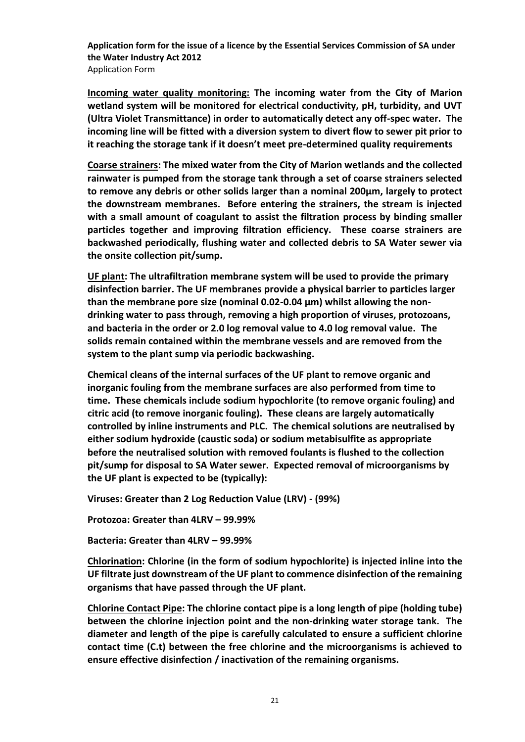**Incoming water quality monitoring: The incoming water from the City of Marion wetland system will be monitored for electrical conductivity, pH, turbidity, and UVT (Ultra Violet Transmittance) in order to automatically detect any off-spec water. The incoming line will be fitted with a diversion system to divert flow to sewer pit prior to it reaching the storage tank if it doesn't meet pre-determined quality requirements**

**Coarse strainers: The mixed water from the City of Marion wetlands and the collected rainwater is pumped from the storage tank through a set of coarse strainers selected to remove any debris or other solids larger than a nominal 200µm, largely to protect the downstream membranes. Before entering the strainers, the stream is injected with a small amount of coagulant to assist the filtration process by binding smaller particles together and improving filtration efficiency. These coarse strainers are backwashed periodically, flushing water and collected debris to SA Water sewer via the onsite collection pit/sump.**

**UF plant: The ultrafiltration membrane system will be used to provide the primary disinfection barrier. The UF membranes provide a physical barrier to particles larger than the membrane pore size (nominal 0.02-0.04 µm) whilst allowing the non-drinking water to pass through, removing a high proportion of viruses, protozoans, and bacteria in the order or 2.0 log removal value to 4.0 log removal value. The solids remain contained within the membrane vessels and are removed from the system to the plant sump via periodic backwashing.**

**Chemical cleans of the internal surfaces of the UF plant to remove organic and inorganic fouling from the membrane surfaces are also performed from time to time. These chemicals include sodium hypochlorite (to remove organic fouling) and citric acid (to remove inorganic fouling). These cleans are largely automatically controlled by inline instruments and PLC. The chemical solutions are neutralised by either sodium hydroxide (caustic soda) or sodium metabisulfite as appropriate before the neutralised solution with removed foulants is flushed to the collection pit/sump for disposal to SA Water sewer. Expected removal of microorganisms by the UF plant is expected to be (typically):**

**Viruses: Greater than 2 Log Reduction Value (LRV) - (99%)**

**Protozoa: Greater than 4LRV – 99.99%**

**Bacteria: Greater than 4LRV – 99.99%**

**Chlorination: Chlorine (in the form of sodium hypochlorite) is injected inline into the UF filtrate just downstream of the UF plant to commence disinfection of the remaining organisms that have passed through the UF plant.**

**Chlorine Contact Pipe: The chlorine contact pipe is a long length of pipe (holding tube) between the chlorine injection point and the non-drinking water storage tank. The diameter and length of the pipe is carefully calculated to ensure a sufficient chlorine contact time (C.t) between the free chlorine and the microorganisms is achieved to ensure effective disinfection / inactivation of the remaining organisms.**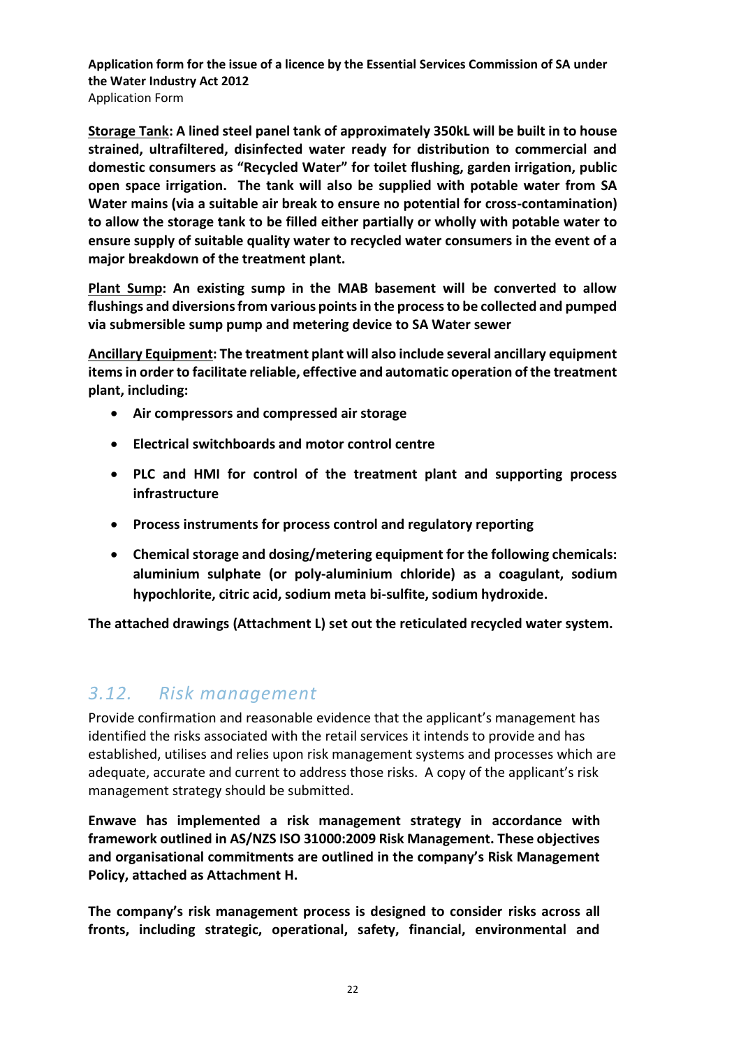**Storage Tank: A lined steel panel tank of approximately 350kL will be built in to house strained, ultrafiltered, disinfected water ready for distribution to commercial and domestic consumers as "Recycled Water" for toilet flushing, garden irrigation, public open space irrigation. The tank will also be supplied with potable water from SA Water mains (via a suitable air break to ensure no potential for cross-contamination) to allow the storage tank to be filled either partially or wholly with potable water to ensure supply of suitable quality water to recycled water consumers in the event of a major breakdown of the treatment plant.**

**Plant Sump: An existing sump in the MAB basement will be converted to allow flushings and diversions from various points in the process to be collected and pumped via submersible sump pump and metering device to SA Water sewer**

**Ancillary Equipment: The treatment plant will also include several ancillary equipment items in order to facilitate reliable, effective and automatic operation of the treatment plant, including:**

- **Air compressors and compressed air storage**
- **Electrical switchboards and motor control centre**
- **PLC and HMI for control of the treatment plant and supporting process infrastructure**
- **Process instruments for process control and regulatory reporting**
- **Chemical storage and dosing/metering equipment for the following chemicals: aluminium sulphate (or poly-aluminium chloride) as a coagulant, sodium hypochlorite, citric acid, sodium meta bi-sulfite, sodium hydroxide.**

**The attached drawings (Attachment L) set out the reticulated recycled water system.**

## *3.12. Risk management*

Provide confirmation and reasonable evidence that the applicant's management has identified the risks associated with the retail services it intends to provide and has established, utilises and relies upon risk management systems and processes which are adequate, accurate and current to address those risks. A copy of the applicant's risk management strategy should be submitted.

**Enwave has implemented a risk management strategy in accordance with framework outlined in AS/NZS ISO 31000:2009 Risk Management. These objectives and organisational commitments are outlined in the company's Risk Management Policy, attached as Attachment H.**

**The company's risk management process is designed to consider risks across all fronts, including strategic, operational, safety, financial, environmental and**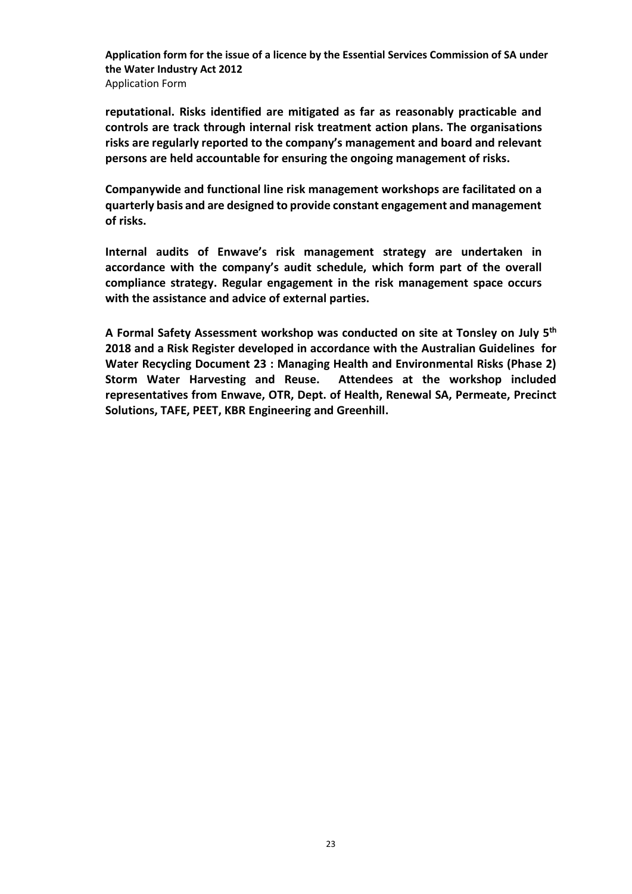**reputational. Risks identified are mitigated as far as reasonably practicable and controls are track through internal risk treatment action plans. The organisations risks are regularly reported to the company's management and board and relevant persons are held accountable for ensuring the ongoing management of risks.**

**Companywide and functional line risk management workshops are facilitated on a quarterly basis and are designed to provide constant engagement and management of risks.**

**Internal audits of Enwave's risk management strategy are undertaken in accordance with the company's audit schedule, which form part of the overall compliance strategy. Regular engagement in the risk management space occurs with the assistance and advice of external parties.**

**A Formal Safety Assessment workshop was conducted on site at Tonsley on July 5th 2018 and a Risk Register developed in accordance with the Australian Guidelines for Water Recycling Document 23 : Managing Health and Environmental Risks (Phase 2) Storm Water Harvesting and Reuse. Attendees at the workshop included representatives from Enwave, OTR, Dept. of Health, Renewal SA, Permeate, Precinct Solutions, TAFE, PEET, KBR Engineering and Greenhill.**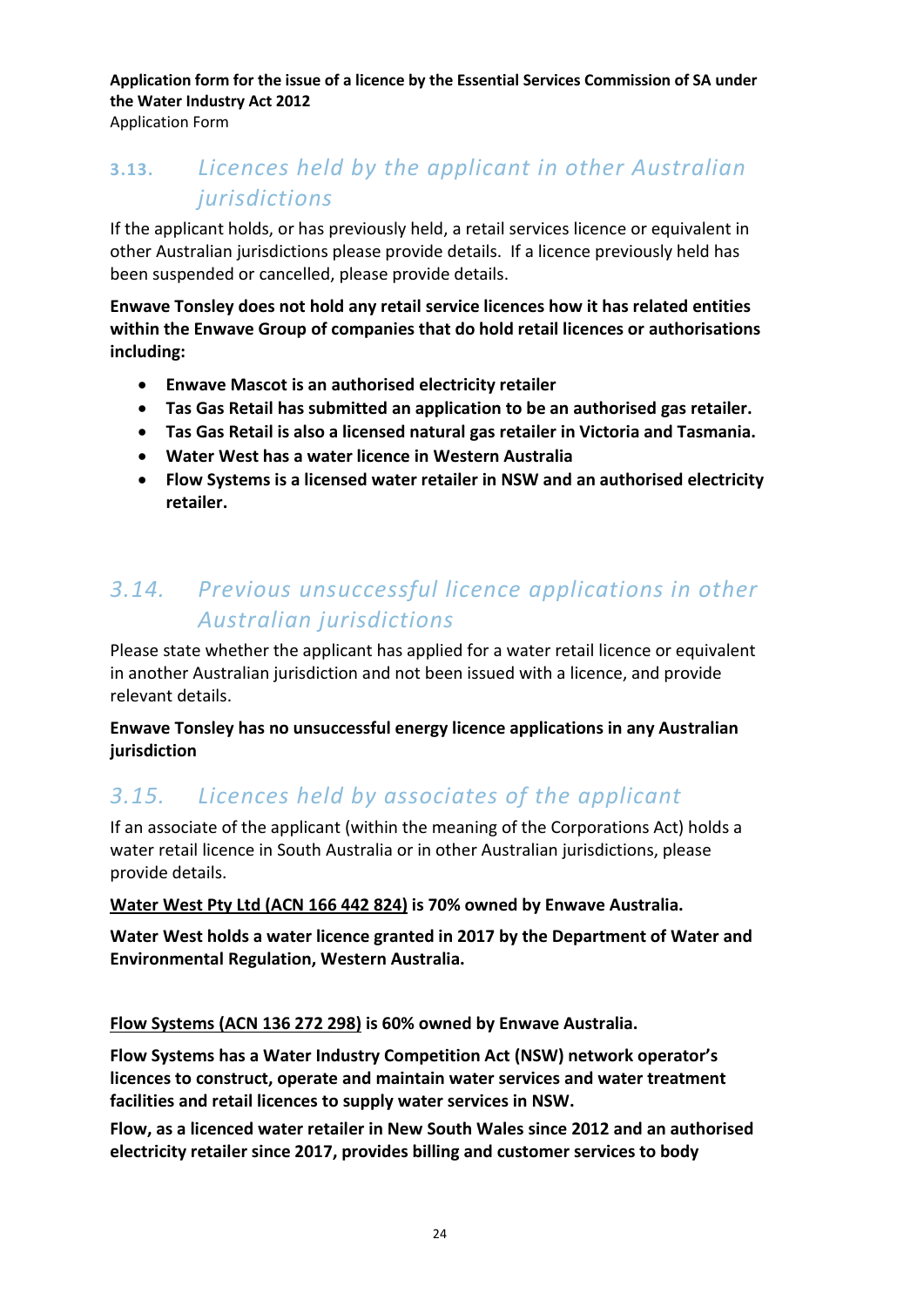## 3.13. *Licences held by the applicant in other Australian jurisdictions*

If the applicant holds, or has previously held, a retail services licence or equivalent in other Australian jurisdictions please provide details. If a licence previously held has been suspended or cancelled, please provide details.

**Enwave Tonsley does not hold any retail service licences how it has related entities within the Enwave Group of companies that do hold retail licences or authorisations including:**

- **Enwave Mascot is an authorised electricity retailer**
- **Tas Gas Retail has submitted an application to be an authorised gas retailer.**
- **Tas Gas Retail is also a licensed natural gas retailer in Victoria and Tasmania.**
- **Water West has a water licence in Western Australia**
- **Flow Systems is a licensed water retailer in NSW and an authorised electricity retailer.**

## 3.14. *Previous unsuccessful licence applications in other Australian jurisdictions*

Please state whether the applicant has applied for a water retail licence or equivalent in another Australian jurisdiction and not been issued with a licence, and provide relevant details.

**Enwave Tonsley has no unsuccessful energy licence applications in any Australian jurisdiction**

## 3.15. *Licences held by associates of the applicant*

If an associate of the applicant (within the meaning of the Corporations Act) holds a water retail licence in South Australia or in other Australian jurisdictions, please provide details.

**<u>Water West Pty Ltd (ACN 166 442 824)</u> is 70% owned by Enwave Australia.**

**Water West holds a water licence granted in 2017 by the Department of Water and Environmental Regulation, Western Australia.**

**<u>Flow Systems (ACN 136 272 298)</u> is 60% owned by Enwave Australia.**

**Flow Systems has a Water Industry Competition Act (NSW) network operator's licences to construct, operate and maintain water services and water treatment facilities and retail licences to supply water services in NSW.**

**Flow, as a licenced water retailer in New South Wales since 2012 and an authorised electricity retailer since 2017, provides billing and customer services to body**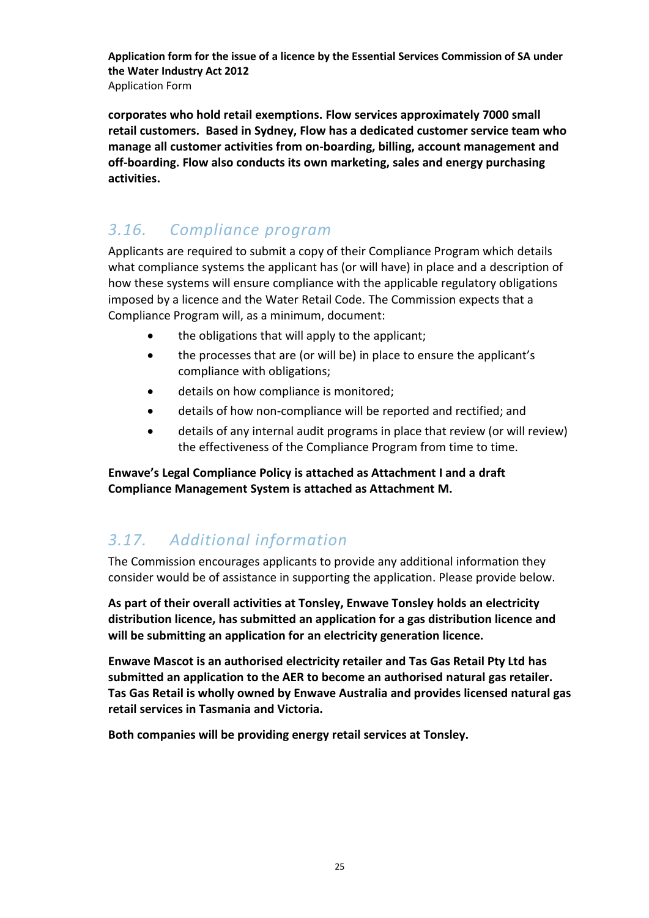**corporates who hold retail exemptions. Flow services approximately 7000 small retail customers. Based in Sydney, Flow has a dedicated customer service team who manage all customer activities from on-boarding, billing, account management and off-boarding. Flow also conducts its own marketing, sales and energy purchasing activities.**

## *3.16. Compliance program*

Applicants are required to submit a copy of their Compliance Program which details what compliance systems the applicant has (or will have) in place and a description of how these systems will ensure compliance with the applicable regulatory obligations imposed by a licence and the Water Retail Code. The Commission expects that a Compliance Program will, as a minimum, document:

- the obligations that will apply to the applicant;
- the processes that are (or will be) in place to ensure the applicant's compliance with obligations;
- details on how compliance is monitored;
- details of how non-compliance will be reported and rectified; and
- details of any internal audit programs in place that review (or will review) the effectiveness of the Compliance Program from time to time.

**Enwave's Legal Compliance Policy is attached as Attachment I and a draft Compliance Management System is attached as Attachment M.**

## *3.17. Additional information*

The Commission encourages applicants to provide any additional information they consider would be of assistance in supporting the application. Please provide below.

**As part of their overall activities at Tonsley, Enwave Tonsley holds an electricity distribution licence, has submitted an application for a gas distribution licence and will be submitting an application for an electricity generation licence.**

**Enwave Mascot is an authorised electricity retailer and Tas Gas Retail Pty Ltd has submitted an application to the AER to become an authorised natural gas retailer. Tas Gas Retail is wholly owned by Enwave Australia and provides licensed natural gas retail services in Tasmania and Victoria.**

**Both companies will be providing energy retail services at Tonsley.**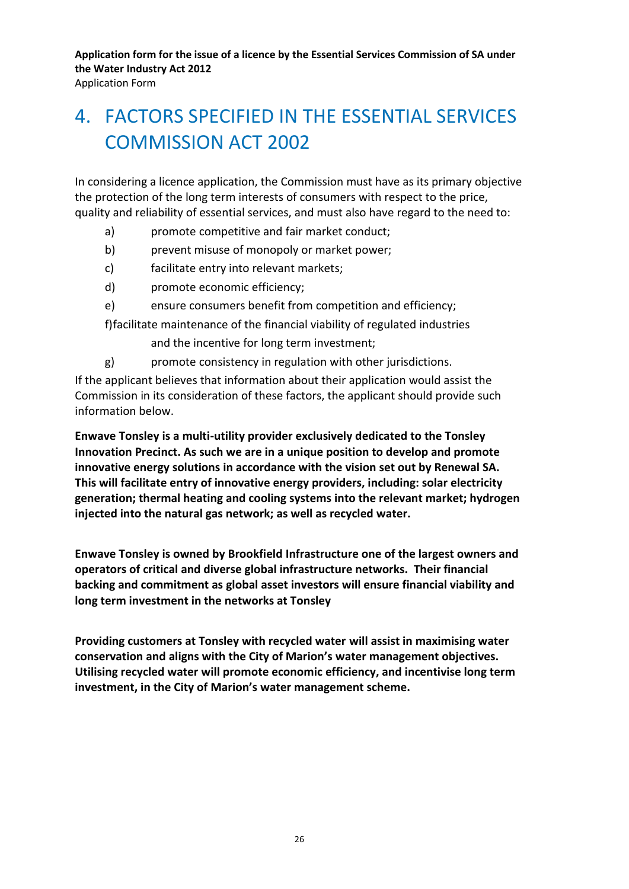# 4. FACTORS SPECIFIED IN THE ESSENTIAL SERVICES COMMISSION ACT 2002

In considering a licence application, the Commission must have as its primary objective the protection of the long term interests of consumers with respect to the price, quality and reliability of essential services, and must also have regard to the need to:

a) promote competitive and fair market conduct;

b) prevent misuse of monopoly or market power;

c) facilitate entry into relevant markets;

d) promote economic efficiency;

e) ensure consumers benefit from competition and efficiency;

f) facilitate maintenance of the financial viability of regulated industries and the incentive for long term investment;

g) promote consistency in regulation with other jurisdictions.

If the applicant believes that information about their application would assist the Commission in its consideration of these factors, the applicant should provide such information below.

**Enwave Tonsley is a multi-utility provider exclusively dedicated to the Tonsley Innovation Precinct. As such we are in a unique position to develop and promote innovative energy solutions in accordance with the vision set out by Renewal SA. This will facilitate entry of innovative energy providers, including: solar electricity generation; thermal heating and cooling systems into the relevant market; hydrogen injected into the natural gas network; as well as recycled water.**

**Enwave Tonsley is owned by Brookfield Infrastructure one of the largest owners and operators of critical and diverse global infrastructure networks. Their financial backing and commitment as global asset investors will ensure financial viability and long term investment in the networks at Tonsley**

**Providing customers at Tonsley with recycled water will assist in maximising water conservation and aligns with the City of Marion's water management objectives. Utilising recycled water will promote economic efficiency, and incentivise long term investment, in the City of Marion's water management scheme.**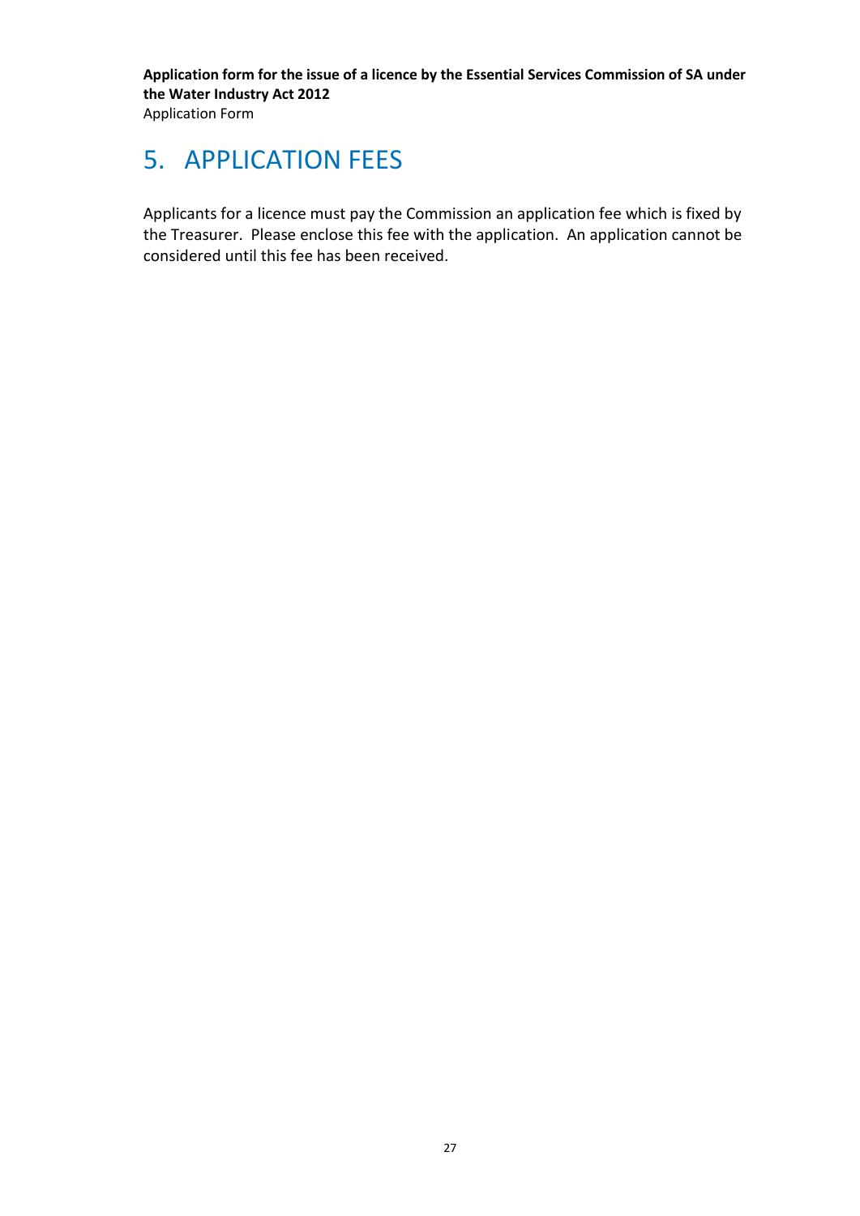# 5. APPLICATION FEES

Applicants for a licence must pay the Commission an application fee which is fixed by the Treasurer. Please enclose this fee with the application. An application cannot be considered until this fee has been received.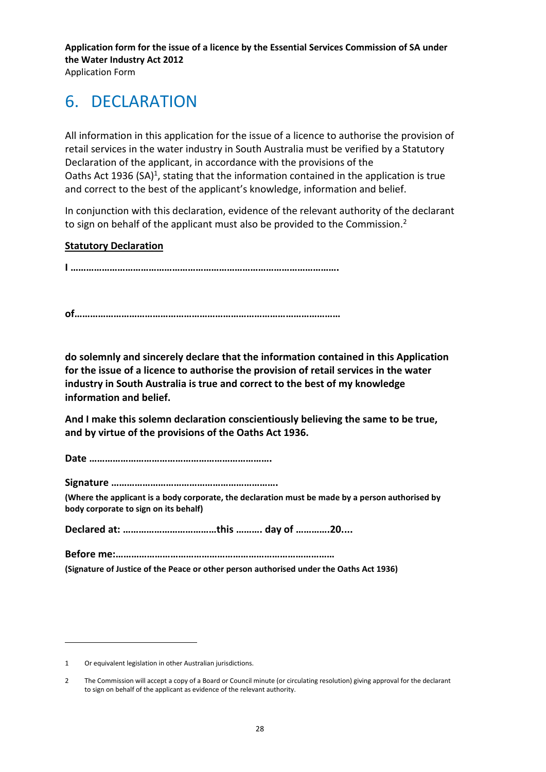**Application form for the issue of a licence by the Essential Services Commission of SA under the Water Industry Act 2012**
Application Form

# 6. DECLARATION

All information in this application for the issue of a licence to authorise the provision of retail services in the water industry in South Australia must be verified by a Statutory Declaration of the applicant, in accordance with the provisions of the Oaths Act 1936 (SA)[1], stating that the information contained in the application is true and correct to the best of the applicant's knowledge, information and belief.

In conjunction with this declaration, evidence of the relevant authority of the declarant to sign on behalf of the applicant must also be provided to the Commission.[2]

**Statutory Declaration**

**I ……………………………………………………………………………………….**

**of………………………………………………………………………………………**

**do solemnly and sincerely declare that the information contained in this Application for the issue of a licence to authorise the provision of retail services in the water industry in South Australia is true and correct to the best of my knowledge information and belief.**

**And I make this solemn declaration conscientiously believing the same to be true, and by virtue of the provisions of the Oaths Act 1936.**

**Date …………………………………………………………….**

**Signature …………………………………………………….**

**(Where the applicant is a body corporate, the declaration must be made by a person authorised by body corporate to sign on its behalf)**

**Declared at: ………………………………this ………. day of ………….20....**

**Before me:………………………………………………………………………**

**(Signature of Justice of the Peace or other person authorised under the Oaths Act 1936)**

---

1 Or equivalent legislation in other Australian jurisdictions.

2 The Commission will accept a copy of a Board or Council minute (or circulating resolution) giving approval for the declarant to sign on behalf of the applicant as evidence of the relevant authority.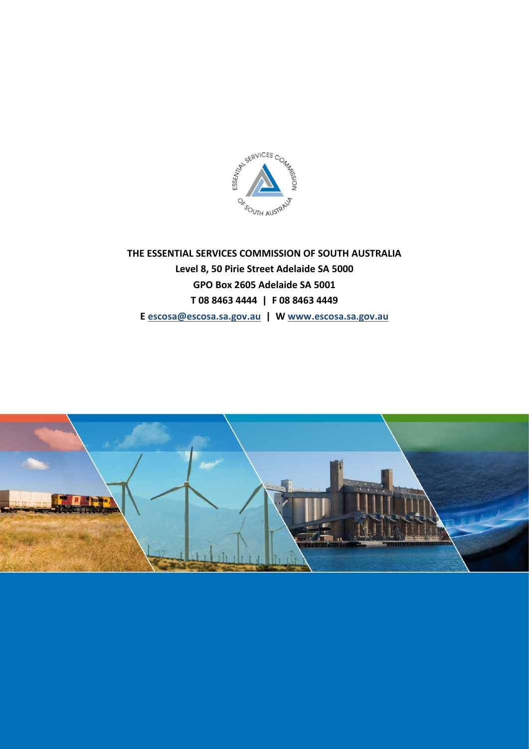**THE ESSENTIAL SERVICES COMMISSION OF SOUTH AUSTRALIA**

**Level 8, 50 Pirie Street Adelaide SA 5000**

**GPO Box 2605 Adelaide SA 5001**

**T 08 8463 4444 | F 08 8463 4449**

**E escosa@escosa.sa.gov.au | W www.escosa.sa.gov.au**